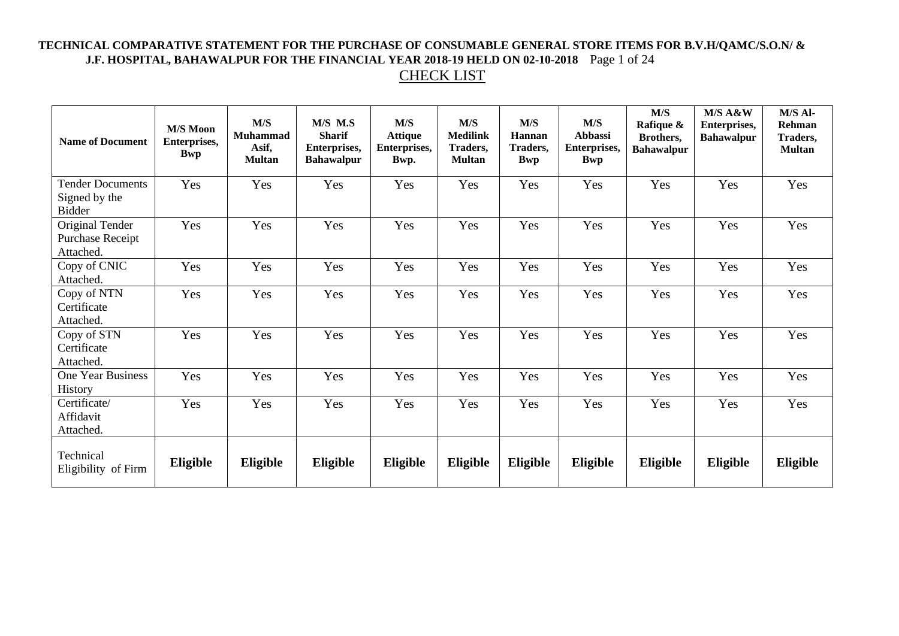**TECHNICAL COMPARATIVE STATEMENT FOR THE PURCHASE OF CONSUMABLE GENERAL STORE ITEMS FOR B.V.H/QAMC/S.O.N/ & J.F. HOSPITAL, BAHAWALPUR FOR THE FINANCIAL YEAR 2018-19 HELD ON 02-10-2018**

## CHECK LIST

| Name of Document | M/S Moon Enterprises, Bwp | M/S Muhammad Asif, Multan | M/S M.S Sharif Enterprises, Bahawalpur | M/S Attique Enterprises, Bwp. | M/S Medilink Traders, Multan | M/S Hannan Traders, Bwp | M/S Abbassi Enterprises, Bwp | M/S Rafique & Brothers, Bahawalpur | M/S A&W Enterprises, Bahawalpur | M/S Al-Rehman Traders, Multan |
|---|---|---|---|---|---|---|---|---|---|---|
| Tender Documents Signed by the Bidder | Yes | Yes | Yes | Yes | Yes | Yes | Yes | Yes | Yes | Yes |
| Original Tender Purchase Receipt Attached. | Yes | Yes | Yes | Yes | Yes | Yes | Yes | Yes | Yes | Yes |
| Copy of CNIC Attached. | Yes | Yes | Yes | Yes | Yes | Yes | Yes | Yes | Yes | Yes |
| Copy of NTN Certificate Attached. | Yes | Yes | Yes | Yes | Yes | Yes | Yes | Yes | Yes | Yes |
| Copy of STN Certificate Attached. | Yes | Yes | Yes | Yes | Yes | Yes | Yes | Yes | Yes | Yes |
| One Year Business History | Yes | Yes | Yes | Yes | Yes | Yes | Yes | Yes | Yes | Yes |
| Certificate/ Affidavit Attached. | Yes | Yes | Yes | Yes | Yes | Yes | Yes | Yes | Yes | Yes |
| Technical Eligibility of Firm | **Eligible** | **Eligible** | **Eligible** | **Eligible** | **Eligible** | **Eligible** | **Eligible** | **Eligible** | **Eligible** | **Eligible** |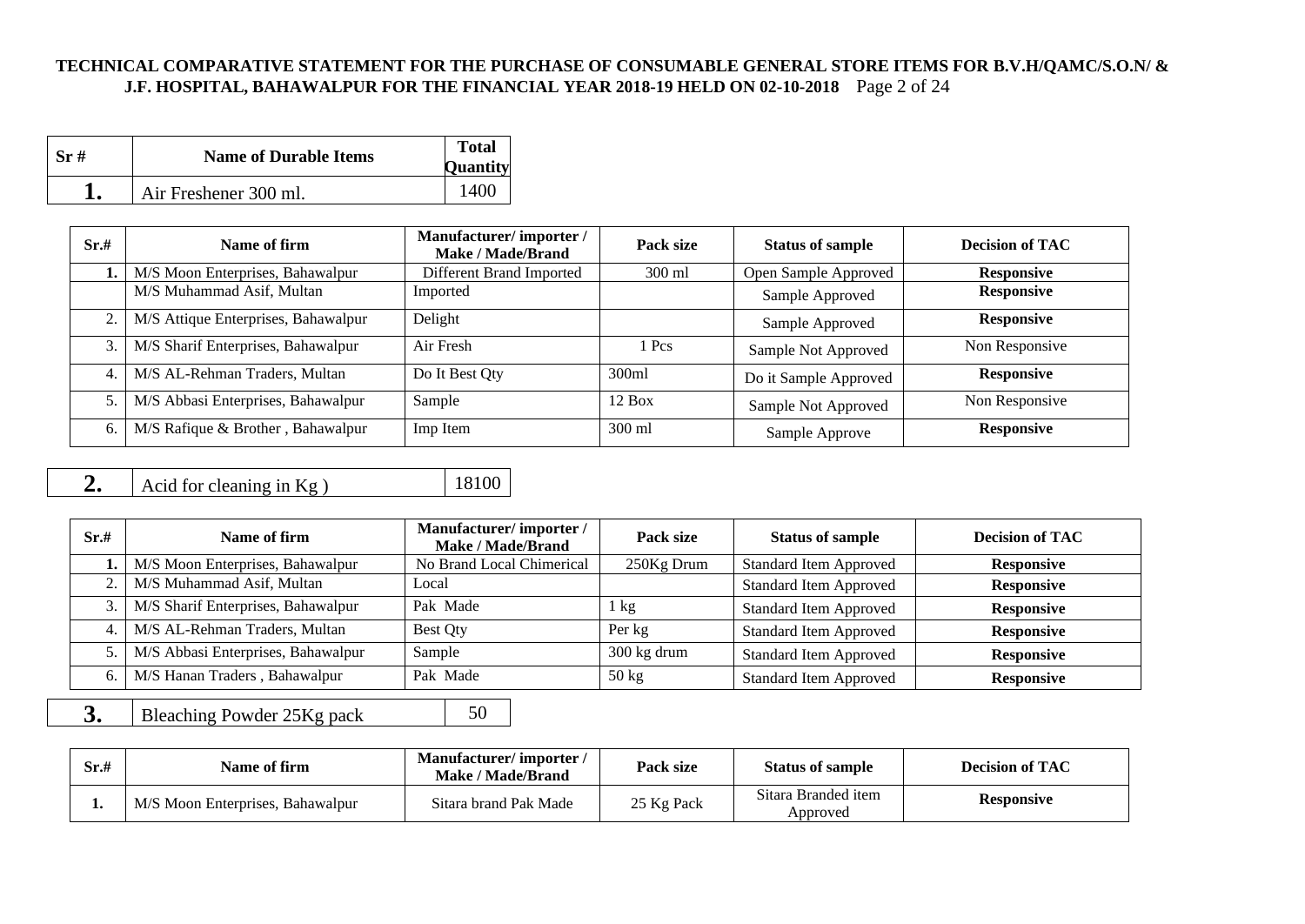**TECHNICAL COMPARATIVE STATEMENT FOR THE PURCHASE OF CONSUMABLE GENERAL STORE ITEMS FOR B.V.H/QAMC/S.O.N/ & J.F. HOSPITAL, BAHAWALPUR FOR THE FINANCIAL YEAR 2018-19 HELD ON 02-10-2018**

| Sr # | Name of Durable Items | Total Quantity |
|---|---|---|
| **1.** | Air Freshener 300 ml. | 1400 |

| Sr.# | Name of firm | Manufacturer/ importer / Make / Made/Brand | Pack size | Status of sample | Decision of TAC |
|---|---|---|---|---|---|
| **1.** | M/S Moon Enterprises, Bahawalpur | Different Brand Imported | 300 ml | Open Sample Approved | **Responsive** |
| | M/S Muhammad Asif, Multan | Imported | | Sample Approved | **Responsive** |
| 2. | M/S Attique Enterprises, Bahawalpur | Delight | | Sample Approved | **Responsive** |
| 3. | M/S Sharif Enterprises, Bahawalpur | Air Fresh | 1 Pcs | Sample Not Approved | Non Responsive |
| 4. | M/S AL-Rehman Traders, Multan | Do It Best Qty | 300ml | Do it Sample Approved | **Responsive** |
| 5. | M/S Abbasi Enterprises, Bahawalpur | Sample | 12 Box | Sample Not Approved | Non Responsive |
| 6. | M/S Rafique & Brother , Bahawalpur | Imp Item | 300 ml | Sample Approve | **Responsive** |

| | | |
|---|---|---|
| **2.** | Acid for cleaning in Kg ) | 18100 |

| Sr.# | Name of firm | Manufacturer/ importer / Make / Made/Brand | Pack size | Status of sample | Decision of TAC |
|---|---|---|---|---|---|
| **1.** | M/S Moon Enterprises, Bahawalpur | No Brand Local Chimerical | 250Kg Drum | Standard Item Approved | **Responsive** |
| 2. | M/S Muhammad Asif, Multan | Local | | Standard Item Approved | **Responsive** |
| 3. | M/S Sharif Enterprises, Bahawalpur | Pak Made | 1 kg | Standard Item Approved | **Responsive** |
| 4. | M/S AL-Rehman Traders, Multan | Best Qty | Per kg | Standard Item Approved | **Responsive** |
| 5. | M/S Abbasi Enterprises, Bahawalpur | Sample | 300 kg drum | Standard Item Approved | **Responsive** |
| 6. | M/S Hanan Traders , Bahawalpur | Pak Made | 50 kg | Standard Item Approved | **Responsive** |

| | | |
|---|---|---|
| **3.** | Bleaching Powder 25Kg pack | 50 |

| Sr.# | Name of firm | Manufacturer/ importer / Make / Made/Brand | Pack size | Status of sample | Decision of TAC |
|---|---|---|---|---|---|
| **1.** | M/S Moon Enterprises, Bahawalpur | Sitara brand Pak Made | 25 Kg Pack | Sitara Branded item Approved | **Responsive** |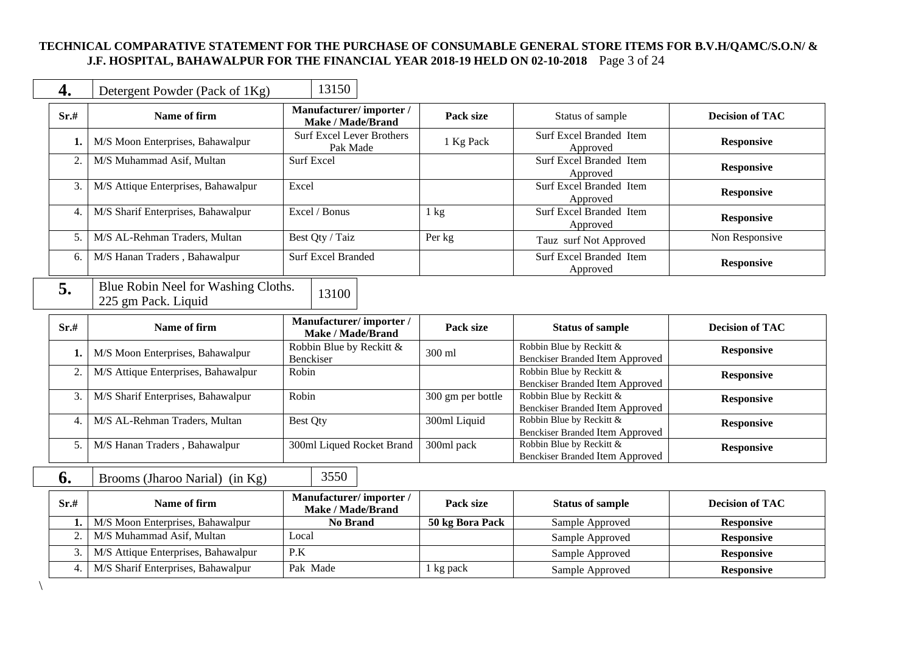**TECHNICAL COMPARATIVE STATEMENT FOR THE PURCHASE OF CONSUMABLE GENERAL STORE ITEMS FOR B.V.H/QAMC/S.O.N/ & J.F. HOSPITAL, BAHAWALPUR FOR THE FINANCIAL YEAR 2018-19 HELD ON 02-10-2018**

| **4.** | Detergent Powder (Pack of 1Kg) | 13150 |
|---|---|---|

| Sr.# | Name of firm | Manufacturer/ importer / Make / Made/Brand | Pack size | Status of sample | Decision of TAC |
|---|---|---|---|---|---|
| **1.** | M/S Moon Enterprises, Bahawalpur | Surf Excel Lever Brothers Pak Made | 1 Kg Pack | Surf Excel Branded Item Approved | **Responsive** |
| 2. | M/S Muhammad Asif, Multan | Surf Excel | | Surf Excel Branded Item Approved | **Responsive** |
| 3. | M/S Attique Enterprises, Bahawalpur | Excel | | Surf Excel Branded Item Approved | **Responsive** |
| 4. | M/S Sharif Enterprises, Bahawalpur | Excel / Bonus | 1 kg | Surf Excel Branded Item Approved | **Responsive** |
| 5. | M/S AL-Rehman Traders, Multan | Best Qty / Taiz | Per kg | Tauz surf Not Approved | Non Responsive |
| 6. | M/S Hanan Traders , Bahawalpur | Surf Excel Branded | | Surf Excel Branded Item Approved | **Responsive** |

| **5.** | Blue Robin Neel for Washing Cloths. 225 gm Pack. Liquid | 13100 |
|---|---|---|

| Sr.# | Name of firm | Manufacturer/ importer / Make / Made/Brand | Pack size | Status of sample | Decision of TAC |
|---|---|---|---|---|---|
| **1.** | M/S Moon Enterprises, Bahawalpur | Robbin Blue by Reckitt & Benckiser | 300 ml | Robbin Blue by Reckitt & Benckiser Branded Item Approved | **Responsive** |
| 2. | M/S Attique Enterprises, Bahawalpur | Robin | | Robbin Blue by Reckitt & Benckiser Branded Item Approved | **Responsive** |
| 3. | M/S Sharif Enterprises, Bahawalpur | Robin | 300 gm per bottle | Robbin Blue by Reckitt & Benckiser Branded Item Approved | **Responsive** |
| 4. | M/S AL-Rehman Traders, Multan | Best Qty | 300ml Liquid | Robbin Blue by Reckitt & Benckiser Branded Item Approved | **Responsive** |
| 5. | M/S Hanan Traders , Bahawalpur | 300ml Liqued Rocket Brand | 300ml pack | Robbin Blue by Reckitt & Benckiser Branded Item Approved | **Responsive** |

| **6.** | Brooms (Jharoo Narial) (in Kg) | 3550 |
|---|---|---|

| Sr.# | Name of firm | Manufacturer/ importer / Make / Made/Brand | Pack size | Status of sample | Decision of TAC |
|---|---|---|---|---|---|
| **1.** | M/S Moon Enterprises, Bahawalpur | **No Brand** | **50 kg Bora Pack** | Sample Approved | **Responsive** |
| 2. | M/S Muhammad Asif, Multan | Local | | Sample Approved | **Responsive** |
| 3. | M/S Attique Enterprises, Bahawalpur | P.K | | Sample Approved | **Responsive** |
| 4. | M/S Sharif Enterprises, Bahawalpur | Pak Made | 1 kg pack | Sample Approved | **Responsive** |

\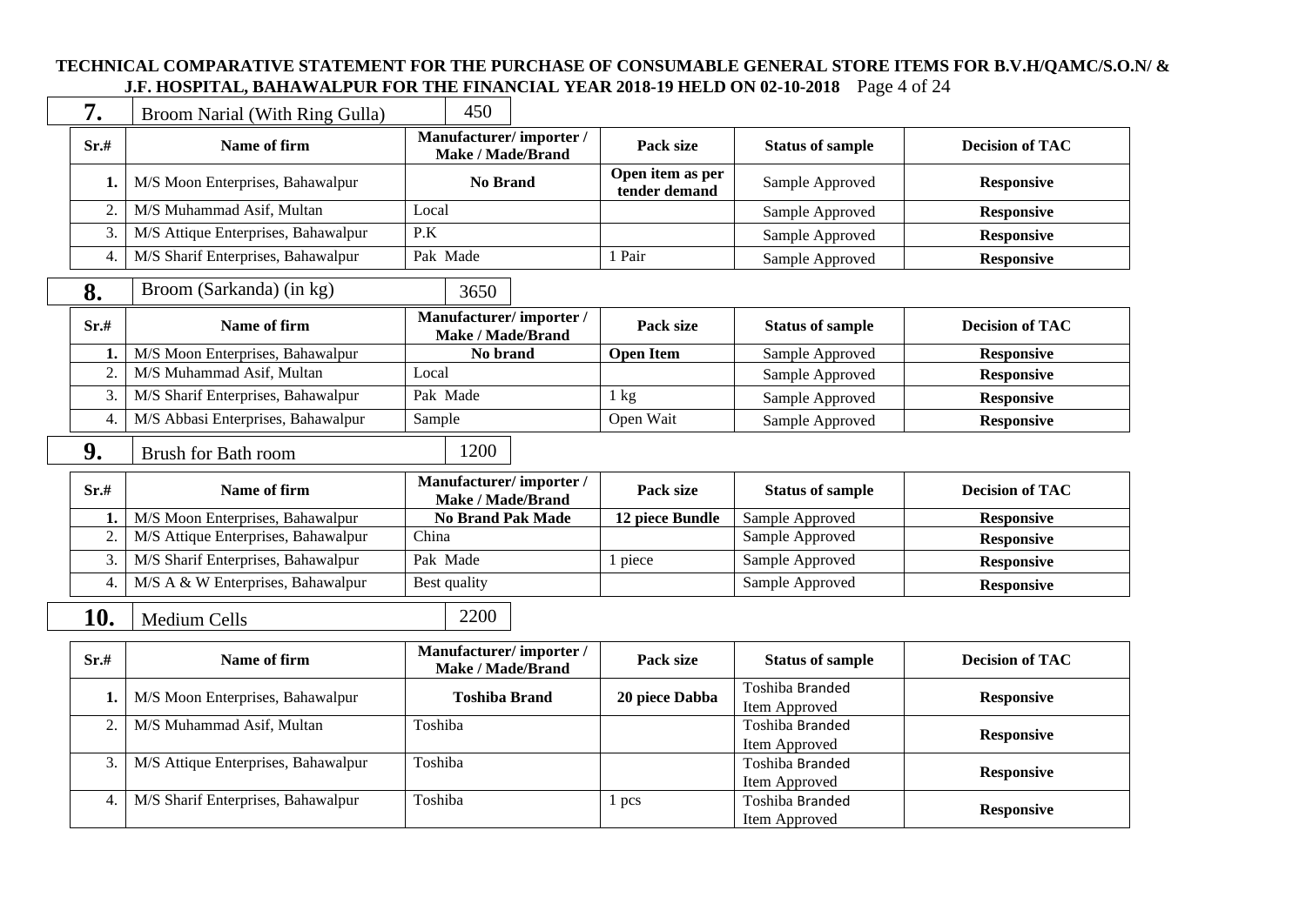**TECHNICAL COMPARATIVE STATEMENT FOR THE PURCHASE OF CONSUMABLE GENERAL STORE ITEMS FOR B.V.H/QAMC/S.O.N/ & J.F. HOSPITAL, BAHAWALPUR FOR THE FINANCIAL YEAR 2018-19 HELD ON 02-10-2018**

| **7.** | Broom Narial (With Ring Gulla) | 450 |
|---|---|---|

| Sr.# | Name of firm | Manufacturer/ importer / Make / Made/Brand | Pack size | Status of sample | Decision of TAC |
|---|---|---|---|---|---|
| **1.** | M/S Moon Enterprises, Bahawalpur | **No Brand** | **Open item as per tender demand** | Sample Approved | **Responsive** |
| 2. | M/S Muhammad Asif, Multan | Local | | Sample Approved | **Responsive** |
| 3. | M/S Attique Enterprises, Bahawalpur | P.K | | Sample Approved | **Responsive** |
| 4. | M/S Sharif Enterprises, Bahawalpur | Pak Made | 1 Pair | Sample Approved | **Responsive** |

| **8.** | Broom (Sarkanda) (in kg) | 3650 |
|---|---|---|

| Sr.# | Name of firm | Manufacturer/ importer / Make / Made/Brand | Pack size | Status of sample | Decision of TAC |
|---|---|---|---|---|---|
| **1.** | M/S Moon Enterprises, Bahawalpur | **No brand** | **Open Item** | Sample Approved | **Responsive** |
| 2. | M/S Muhammad Asif, Multan | Local | | Sample Approved | **Responsive** |
| 3. | M/S Sharif Enterprises, Bahawalpur | Pak Made | 1 kg | Sample Approved | **Responsive** |
| 4. | M/S Abbasi Enterprises, Bahawalpur | Sample | Open Wait | Sample Approved | **Responsive** |

| **9.** | Brush for Bath room | 1200 |
|---|---|---|

| Sr.# | Name of firm | Manufacturer/ importer / Make / Made/Brand | Pack size | Status of sample | Decision of TAC |
|---|---|---|---|---|---|
| **1.** | M/S Moon Enterprises, Bahawalpur | **No Brand Pak Made** | **12 piece Bundle** | Sample Approved | **Responsive** |
| 2. | M/S Attique Enterprises, Bahawalpur | China | | Sample Approved | **Responsive** |
| 3. | M/S Sharif Enterprises, Bahawalpur | Pak Made | 1 piece | Sample Approved | **Responsive** |
| 4. | M/S A & W Enterprises, Bahawalpur | Best quality | | Sample Approved | **Responsive** |

| **10.** | Medium Cells | 2200 |
|---|---|---|

| Sr.# | Name of firm | Manufacturer/ importer / Make / Made/Brand | Pack size | Status of sample | Decision of TAC |
|---|---|---|---|---|---|
| **1.** | M/S Moon Enterprises, Bahawalpur | **Toshiba Brand** | **20 piece Dabba** | Toshiba Branded Item Approved | **Responsive** |
| 2. | M/S Muhammad Asif, Multan | Toshiba | | Toshiba Branded Item Approved | **Responsive** |
| 3. | M/S Attique Enterprises, Bahawalpur | Toshiba | | Toshiba Branded Item Approved | **Responsive** |
| 4. | M/S Sharif Enterprises, Bahawalpur | Toshiba | 1 pcs | Toshiba Branded Item Approved | **Responsive** |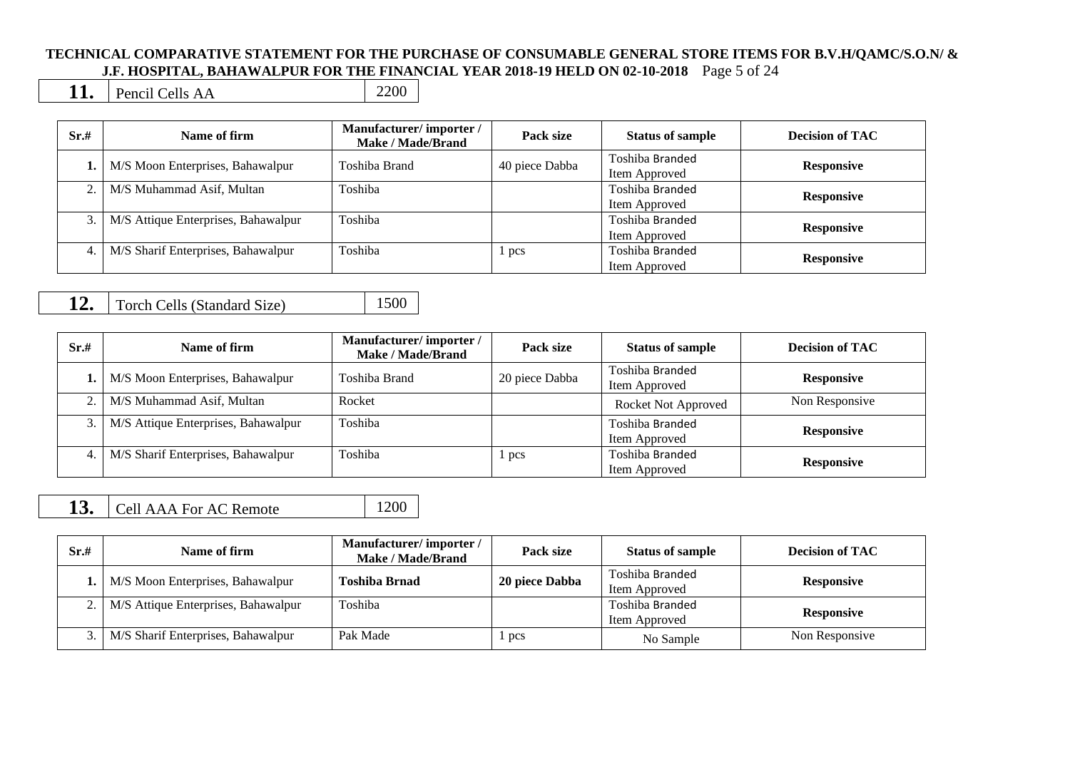| **11.** | Pencil Cells AA | 2200 |
|---|---|---|

| Sr.# | Name of firm | Manufacturer/ importer / Make / Made/Brand | Pack size | Status of sample | Decision of TAC |
|---|---|---|---|---|---|
| **1.** | M/S Moon Enterprises, Bahawalpur | Toshiba Brand | 40 piece Dabba | Toshiba Branded Item Approved | **Responsive** |
| 2. | M/S Muhammad Asif, Multan | Toshiba | | Toshiba Branded Item Approved | **Responsive** |
| 3. | M/S Attique Enterprises, Bahawalpur | Toshiba | | Toshiba Branded Item Approved | **Responsive** |
| 4. | M/S Sharif Enterprises, Bahawalpur | Toshiba | 1 pcs | Toshiba Branded Item Approved | **Responsive** |

| **12.** | Torch Cells (Standard Size) | 1500 |
|---|---|---|

| Sr.# | Name of firm | Manufacturer/ importer / Make / Made/Brand | Pack size | Status of sample | Decision of TAC |
|---|---|---|---|---|---|
| **1.** | M/S Moon Enterprises, Bahawalpur | Toshiba Brand | 20 piece Dabba | Toshiba Branded Item Approved | **Responsive** |
| 2. | M/S Muhammad Asif, Multan | Rocket | | Rocket Not Approved | Non Responsive |
| 3. | M/S Attique Enterprises, Bahawalpur | Toshiba | | Toshiba Branded Item Approved | **Responsive** |
| 4. | M/S Sharif Enterprises, Bahawalpur | Toshiba | 1 pcs | Toshiba Branded Item Approved | **Responsive** |

| **13.** | Cell AAA For AC Remote | 1200 |
|---|---|---|

| Sr.# | Name of firm | Manufacturer/ importer / Make / Made/Brand | Pack size | Status of sample | Decision of TAC |
|---|---|---|---|---|---|
| **1.** | M/S Moon Enterprises, Bahawalpur | **Toshiba Brnad** | **20 piece Dabba** | Toshiba Branded Item Approved | **Responsive** |
| 2. | M/S Attique Enterprises, Bahawalpur | Toshiba | | Toshiba Branded Item Approved | **Responsive** |
| 3. | M/S Sharif Enterprises, Bahawalpur | Pak Made | 1 pcs | No Sample | Non Responsive |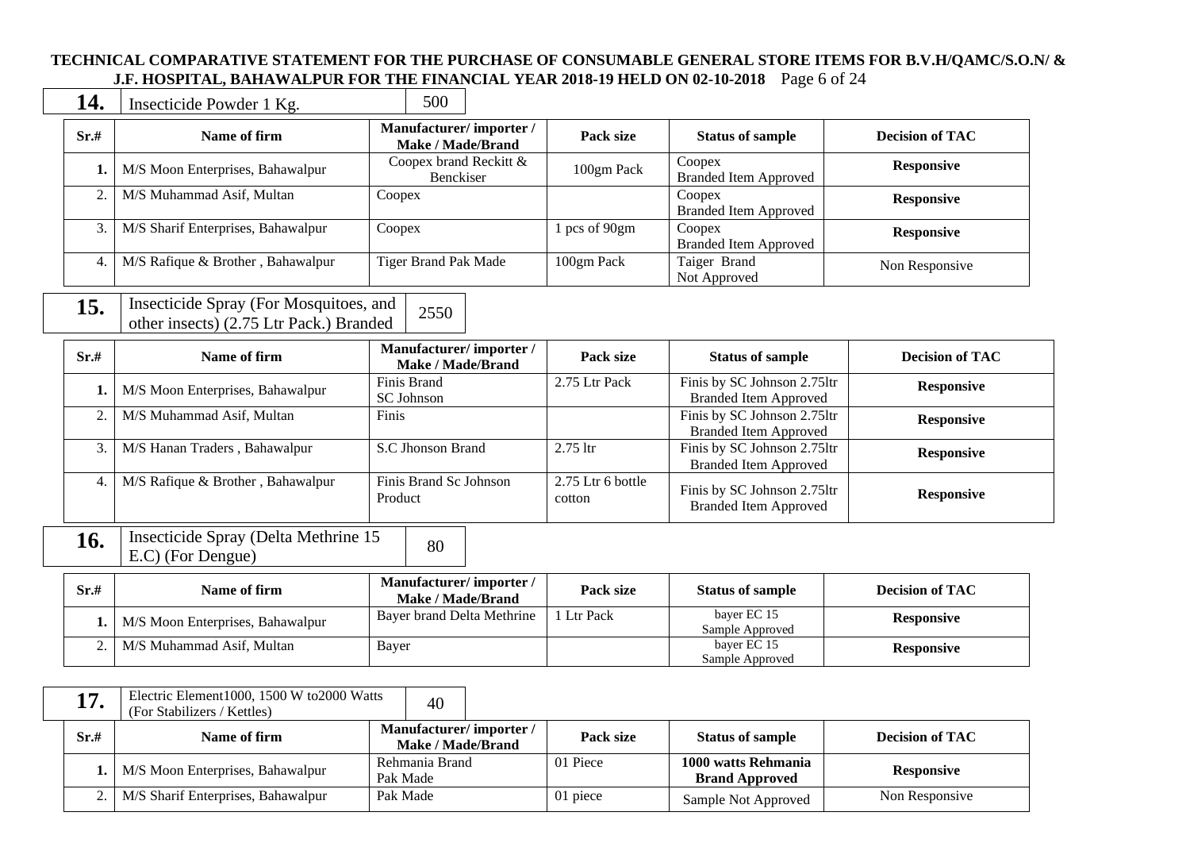**TECHNICAL COMPARATIVE STATEMENT FOR THE PURCHASE OF CONSUMABLE GENERAL STORE ITEMS FOR B.V.H/QAMC/S.O.N/ & J.F. HOSPITAL, BAHAWALPUR FOR THE FINANCIAL YEAR 2018-19 HELD ON 02-10-2018**

| **14.** | Insecticide Powder 1 Kg. | 500 |
|---|---|---|

| Sr.# | Name of firm | Manufacturer/ importer / Make / Made/Brand | Pack size | Status of sample | Decision of TAC |
|---|---|---|---|---|---|
| **1.** | M/S Moon Enterprises, Bahawalpur | Coopex brand Reckitt & Benckiser | 100gm Pack | Coopex Branded Item Approved | **Responsive** |
| 2. | M/S Muhammad Asif, Multan | Coopex | | Coopex Branded Item Approved | **Responsive** |
| 3. | M/S Sharif Enterprises, Bahawalpur | Coopex | 1 pcs of 90gm | Coopex Branded Item Approved | **Responsive** |
| 4. | M/S Rafique & Brother , Bahawalpur | Tiger Brand Pak Made | 100gm Pack | Taiger Brand Not Approved | Non Responsive |

| **15.** | Insecticide Spray (For Mosquitoes, and other insects) (2.75 Ltr Pack.) Branded | 2550 |
|---|---|---|

| Sr.# | Name of firm | Manufacturer/ importer / Make / Made/Brand | Pack size | Status of sample | Decision of TAC |
|---|---|---|---|---|---|
| **1.** | M/S Moon Enterprises, Bahawalpur | Finis Brand SC Johnson | 2.75 Ltr Pack | Finis by SC Johnson 2.75ltr Branded Item Approved | **Responsive** |
| 2. | M/S Muhammad Asif, Multan | Finis | | Finis by SC Johnson 2.75ltr Branded Item Approved | **Responsive** |
| 3. | M/S Hanan Traders , Bahawalpur | S.C Jhonson Brand | 2.75 ltr | Finis by SC Johnson 2.75ltr Branded Item Approved | **Responsive** |
| 4. | M/S Rafique & Brother , Bahawalpur | Finis Brand Sc Johnson Product | 2.75 Ltr 6 bottle cotton | Finis by SC Johnson 2.75ltr Branded Item Approved | **Responsive** |

| **16.** | Insecticide Spray (Delta Methrine 15 E.C) (For Dengue) | 80 |
|---|---|---|

| Sr.# | Name of firm | Manufacturer/ importer / Make / Made/Brand | Pack size | Status of sample | Decision of TAC |
|---|---|---|---|---|---|
| **1.** | M/S Moon Enterprises, Bahawalpur | Bayer brand Delta Methrine | 1 Ltr Pack | bayer EC 15 Sample Approved | **Responsive** |
| 2. | M/S Muhammad Asif, Multan | Bayer | | bayer EC 15 Sample Approved | **Responsive** |

| **17.** | Electric Element1000, 1500 W to2000 Watts (For Stabilizers / Kettles) | 40 |
|---|---|---|

| Sr.# | Name of firm | Manufacturer/ importer / Make / Made/Brand | Pack size | Status of sample | Decision of TAC |
|---|---|---|---|---|---|
| **1.** | M/S Moon Enterprises, Bahawalpur | Rehmania Brand Pak Made | 01 Piece | **1000 watts Rehmania Brand Approved** | **Responsive** |
| 2. | M/S Sharif Enterprises, Bahawalpur | Pak Made | 01 piece | Sample Not Approved | Non Responsive |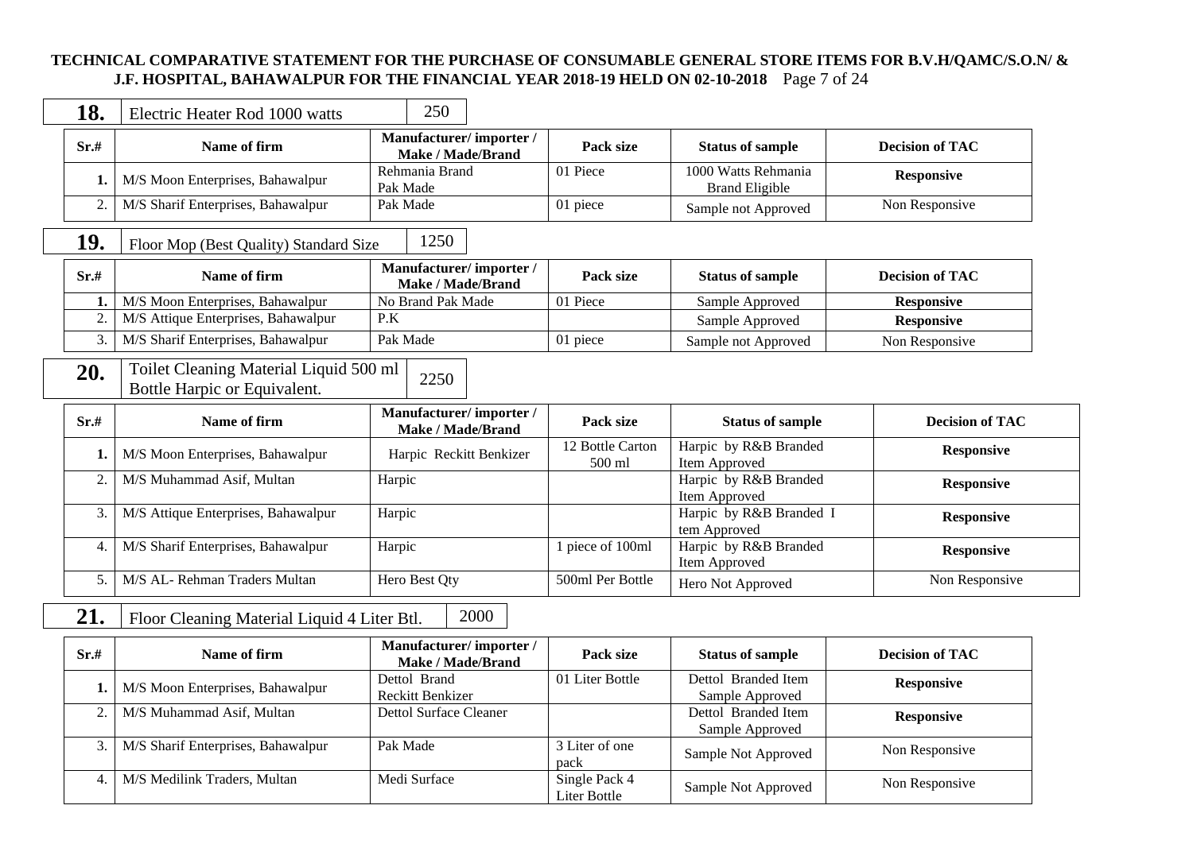**TECHNICAL COMPARATIVE STATEMENT FOR THE PURCHASE OF CONSUMABLE GENERAL STORE ITEMS FOR B.V.H/QAMC/S.O.N/ & J.F. HOSPITAL, BAHAWALPUR FOR THE FINANCIAL YEAR 2018-19 HELD ON 02-10-2018**

| **18.** | Electric Heater Rod 1000 watts | 250 |
|---|---|---|

| Sr.# | Name of firm | Manufacturer/ importer / Make / Made/Brand | Pack size | Status of sample | Decision of TAC |
|---|---|---|---|---|---|
| **1.** | M/S Moon Enterprises, Bahawalpur | Rehmania Brand Pak Made | 01 Piece | 1000 Watts Rehmania Brand Eligible | **Responsive** |
| 2. | M/S Sharif Enterprises, Bahawalpur | Pak Made | 01 piece | Sample not Approved | Non Responsive |

| **19.** | Floor Mop (Best Quality) Standard Size | 1250 |
|---|---|---|

| Sr.# | Name of firm | Manufacturer/ importer / Make / Made/Brand | Pack size | Status of sample | Decision of TAC |
|---|---|---|---|---|---|
| **1.** | M/S Moon Enterprises, Bahawalpur | No Brand Pak Made | 01 Piece | Sample Approved | **Responsive** |
| 2. | M/S Attique Enterprises, Bahawalpur | P.K | | Sample Approved | **Responsive** |
| 3. | M/S Sharif Enterprises, Bahawalpur | Pak Made | 01 piece | Sample not Approved | Non Responsive |

| **20.** | Toilet Cleaning Material Liquid 500 ml Bottle Harpic or Equivalent. | 2250 |
|---|---|---|

| Sr.# | Name of firm | Manufacturer/ importer / Make / Made/Brand | Pack size | Status of sample | Decision of TAC |
|---|---|---|---|---|---|
| **1.** | M/S Moon Enterprises, Bahawalpur | Harpic Reckitt Benkizer | 12 Bottle Carton 500 ml | Harpic by R&B Branded Item Approved | **Responsive** |
| 2. | M/S Muhammad Asif, Multan | Harpic | | Harpic by R&B Branded Item Approved | **Responsive** |
| 3. | M/S Attique Enterprises, Bahawalpur | Harpic | | Harpic by R&B Branded I tem Approved | **Responsive** |
| 4. | M/S Sharif Enterprises, Bahawalpur | Harpic | 1 piece of 100ml | Harpic by R&B Branded Item Approved | **Responsive** |
| 5. | M/S AL- Rehman Traders Multan | Hero Best Qty | 500ml Per Bottle | Hero Not Approved | Non Responsive |

| **21.** | Floor Cleaning Material Liquid 4 Liter Btl. | 2000 |
|---|---|---|

| Sr.# | Name of firm | Manufacturer/ importer / Make / Made/Brand | Pack size | Status of sample | Decision of TAC |
|---|---|---|---|---|---|
| **1.** | M/S Moon Enterprises, Bahawalpur | Dettol Brand Reckitt Benkizer | 01 Liter Bottle | Dettol Branded Item Sample Approved | **Responsive** |
| 2. | M/S Muhammad Asif, Multan | Dettol Surface Cleaner | | Dettol Branded Item Sample Approved | **Responsive** |
| 3. | M/S Sharif Enterprises, Bahawalpur | Pak Made | 3 Liter of one pack | Sample Not Approved | Non Responsive |
| 4. | M/S Medilink Traders, Multan | Medi Surface | Single Pack 4 Liter Bottle | Sample Not Approved | Non Responsive |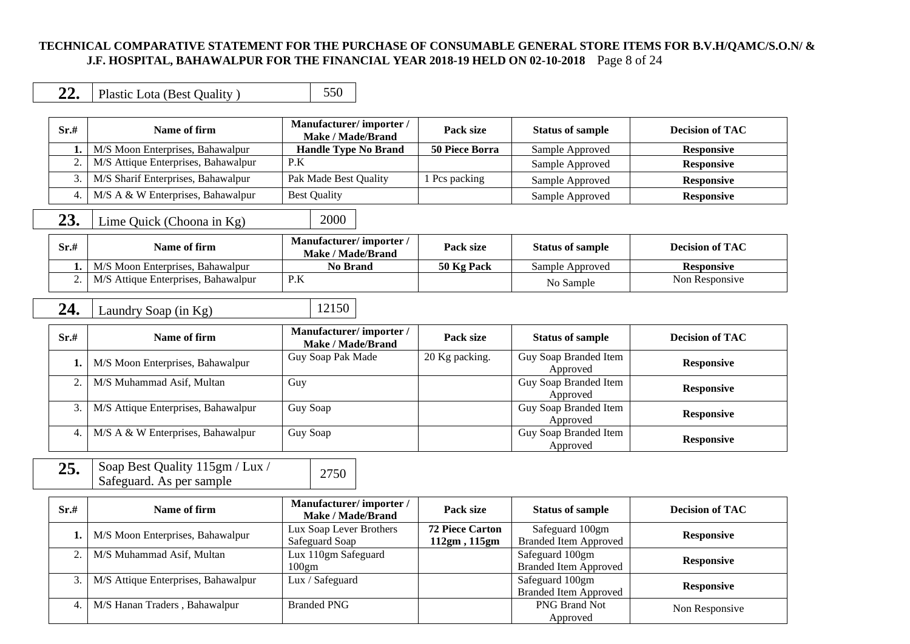**TECHNICAL COMPARATIVE STATEMENT FOR THE PURCHASE OF CONSUMABLE GENERAL STORE ITEMS FOR B.V.H/QAMC/S.O.N/ & J.F. HOSPITAL, BAHAWALPUR FOR THE FINANCIAL YEAR 2018-19 HELD ON 02-10-2018**

| **22.** | Plastic Lota (Best Quality ) | 550 |
|---|---|---|

| Sr.# | Name of firm | Manufacturer/ importer / Make / Made/Brand | Pack size | Status of sample | Decision of TAC |
|---|---|---|---|---|---|
| **1.** | M/S Moon Enterprises, Bahawalpur | **Handle Type No Brand** | **50 Piece Borra** | Sample Approved | **Responsive** |
| 2. | M/S Attique Enterprises, Bahawalpur | P.K | | Sample Approved | **Responsive** |
| 3. | M/S Sharif Enterprises, Bahawalpur | Pak Made Best Quality | 1 Pcs packing | Sample Approved | **Responsive** |
| 4. | M/S A & W Enterprises, Bahawalpur | Best Quality | | Sample Approved | **Responsive** |

| **23.** | Lime Quick (Choona in Kg) | 2000 |
|---|---|---|

| Sr.# | Name of firm | Manufacturer/ importer / Make / Made/Brand | Pack size | Status of sample | Decision of TAC |
|---|---|---|---|---|---|
| **1.** | M/S Moon Enterprises, Bahawalpur | **No Brand** | **50 Kg Pack** | Sample Approved | **Responsive** |
| 2. | M/S Attique Enterprises, Bahawalpur | P.K | | No Sample | Non Responsive |

| **24.** | Laundry Soap (in Kg) | 12150 |
|---|---|---|

| Sr.# | Name of firm | Manufacturer/ importer / Make / Made/Brand | Pack size | Status of sample | Decision of TAC |
|---|---|---|---|---|---|
| **1.** | M/S Moon Enterprises, Bahawalpur | Guy Soap Pak Made | 20 Kg packing. | Guy Soap Branded Item Approved | **Responsive** |
| 2. | M/S Muhammad Asif, Multan | Guy | | Guy Soap Branded Item Approved | **Responsive** |
| 3. | M/S Attique Enterprises, Bahawalpur | Guy Soap | | Guy Soap Branded Item Approved | **Responsive** |
| 4. | M/S A & W Enterprises, Bahawalpur | Guy Soap | | Guy Soap Branded Item Approved | **Responsive** |

| **25.** | Soap Best Quality 115gm / Lux / Safeguard. As per sample | 2750 |
|---|---|---|

| Sr.# | Name of firm | Manufacturer/ importer / Make / Made/Brand | Pack size | Status of sample | Decision of TAC |
|---|---|---|---|---|---|
| **1.** | M/S Moon Enterprises, Bahawalpur | Lux Soap Lever Brothers Safeguard Soap | **72 Piece Carton 112gm , 115gm** | Safeguard 100gm Branded Item Approved | **Responsive** |
| 2. | M/S Muhammad Asif, Multan | Lux 110gm Safeguard 100gm | | Safeguard 100gm Branded Item Approved | **Responsive** |
| 3. | M/S Attique Enterprises, Bahawalpur | Lux / Safeguard | | Safeguard 100gm Branded Item Approved | **Responsive** |
| 4. | M/S Hanan Traders , Bahawalpur | Branded PNG | | PNG Brand Not Approved | Non Responsive |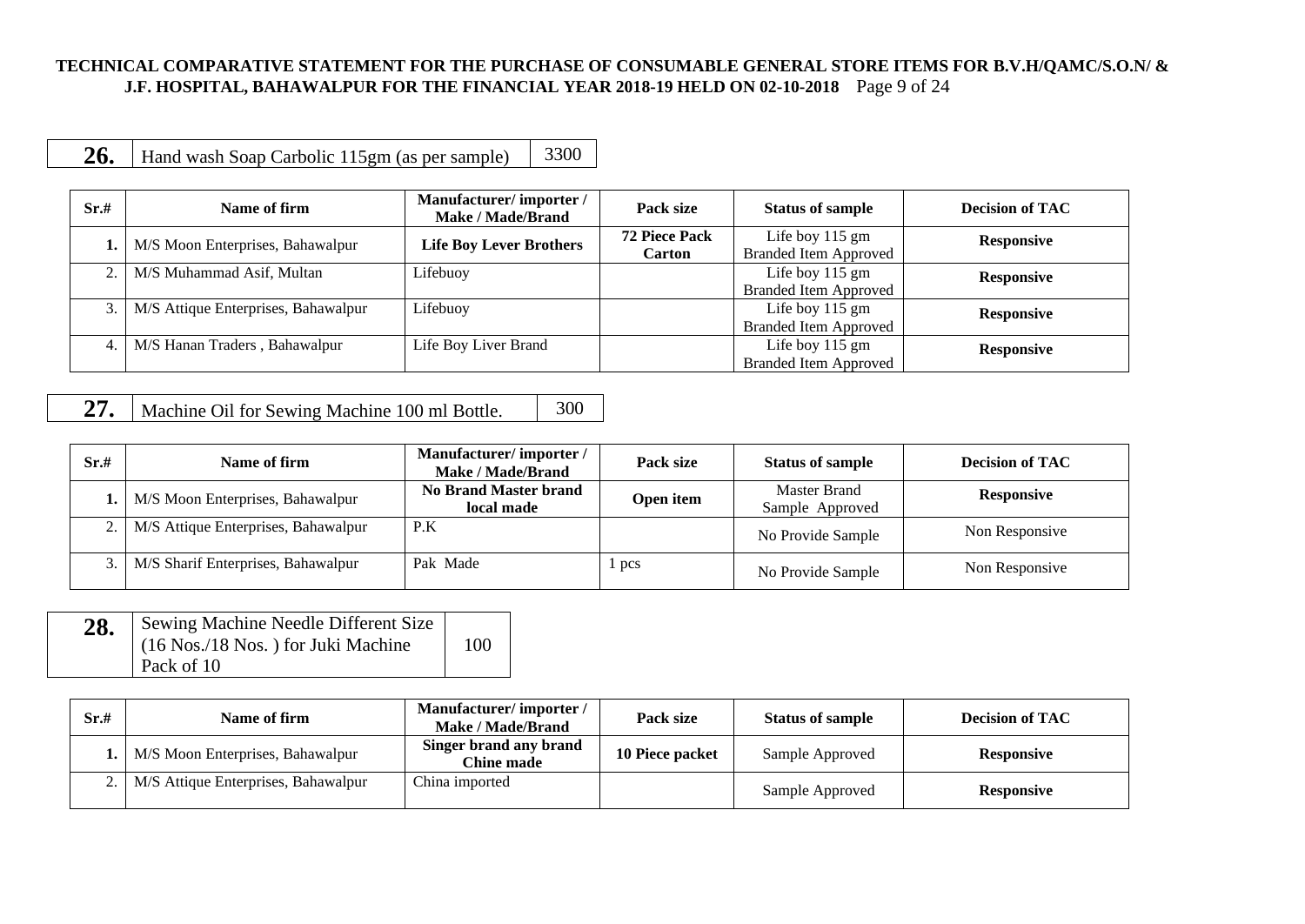**TECHNICAL COMPARATIVE STATEMENT FOR THE PURCHASE OF CONSUMABLE GENERAL STORE ITEMS FOR B.V.H/QAMC/S.O.N/ & J.F. HOSPITAL, BAHAWALPUR FOR THE FINANCIAL YEAR 2018-19 HELD ON 02-10-2018**

| **26.** | Hand wash Soap Carbolic 115gm (as per sample) | 3300 |
|---|---|---|

| Sr.# | Name of firm | Manufacturer/ importer / Make / Made/Brand | Pack size | Status of sample | Decision of TAC |
|---|---|---|---|---|---|
| **1.** | M/S Moon Enterprises, Bahawalpur | **Life Boy Lever Brothers** | **72 Piece Pack Carton** | Life boy 115 gm Branded Item Approved | **Responsive** |
| 2. | M/S Muhammad Asif, Multan | Lifebuoy | | Life boy 115 gm Branded Item Approved | **Responsive** |
| 3. | M/S Attique Enterprises, Bahawalpur | Lifebuoy | | Life boy 115 gm Branded Item Approved | **Responsive** |
| 4. | M/S Hanan Traders , Bahawalpur | Life Boy Liver Brand | | Life boy 115 gm Branded Item Approved | **Responsive** |

| **27.** | Machine Oil for Sewing Machine 100 ml Bottle. | 300 |
|---|---|---|

| Sr.# | Name of firm | Manufacturer/ importer / Make / Made/Brand | Pack size | Status of sample | Decision of TAC |
|---|---|---|---|---|---|
| **1.** | M/S Moon Enterprises, Bahawalpur | **No Brand Master brand local made** | **Open item** | Master Brand Sample Approved | **Responsive** |
| 2. | M/S Attique Enterprises, Bahawalpur | P.K | | No Provide Sample | Non Responsive |
| 3. | M/S Sharif Enterprises, Bahawalpur | Pak Made | 1 pcs | No Provide Sample | Non Responsive |

| **28.** | Sewing Machine Needle Different Size (16 Nos./18 Nos. ) for Juki Machine Pack of 10 | 100 |
|---|---|---|

| Sr.# | Name of firm | Manufacturer/ importer / Make / Made/Brand | Pack size | Status of sample | Decision of TAC |
|---|---|---|---|---|---|
| **1.** | M/S Moon Enterprises, Bahawalpur | **Singer brand any brand Chine made** | **10 Piece packet** | Sample Approved | **Responsive** |
| 2. | M/S Attique Enterprises, Bahawalpur | China imported | | Sample Approved | **Responsive** |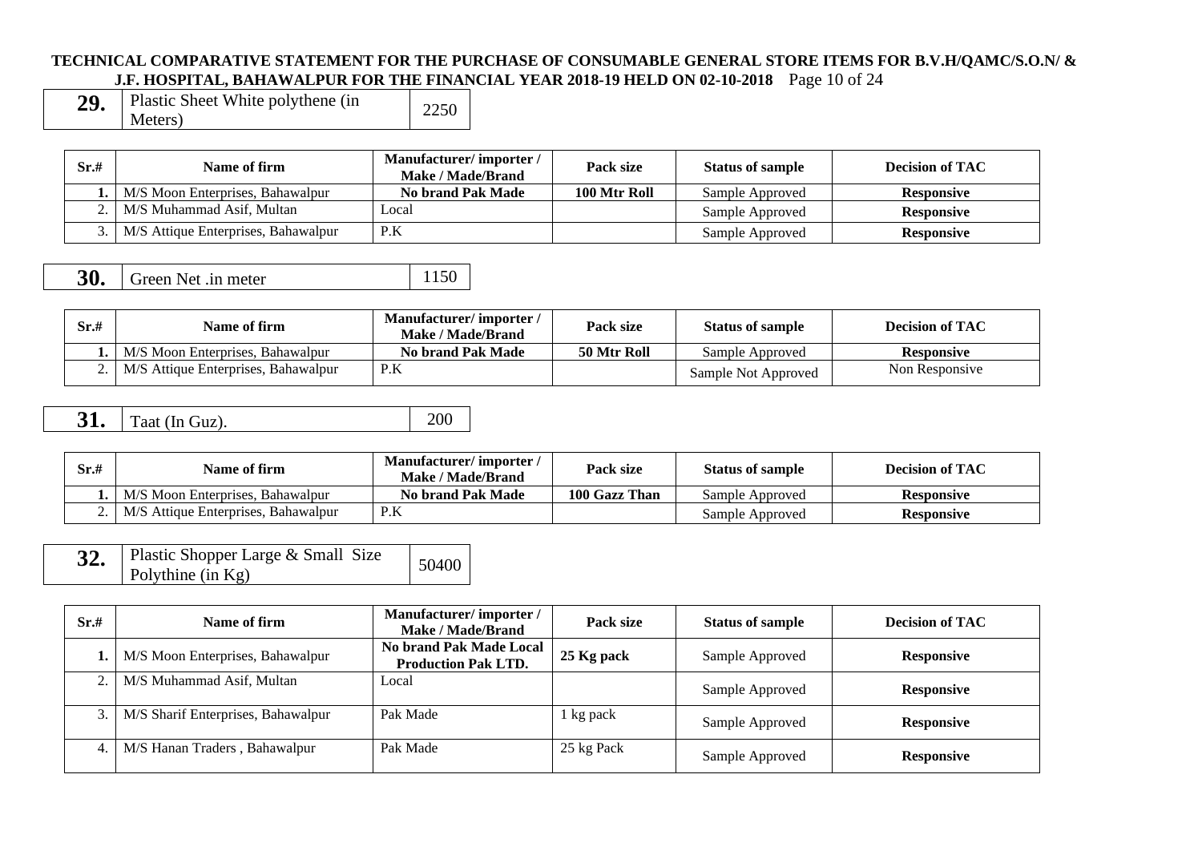| 29. | Plastic Sheet White polythene (in Meters) | 2250 |
|---|---|---|

| Sr.# | Name of firm | Manufacturer/ importer / Make / Made/Brand | Pack size | Status of sample | Decision of TAC |
|---|---|---|---|---|---|
| **1.** | M/S Moon Enterprises, Bahawalpur | **No brand Pak Made** | **100 Mtr Roll** | Sample Approved | **Responsive** |
| 2. | M/S Muhammad Asif, Multan | Local | | Sample Approved | **Responsive** |
| 3. | M/S Attique Enterprises, Bahawalpur | P.K | | Sample Approved | **Responsive** |

| 30. | Green Net .in meter | 1150 |
|---|---|---|

| Sr.# | Name of firm | Manufacturer/ importer / Make / Made/Brand | Pack size | Status of sample | Decision of TAC |
|---|---|---|---|---|---|
| **1.** | M/S Moon Enterprises, Bahawalpur | **No brand Pak Made** | **50 Mtr Roll** | Sample Approved | **Responsive** |
| 2. | M/S Attique Enterprises, Bahawalpur | P.K | | Sample Not Approved | Non Responsive |

| 31. | Taat (In Guz). | 200 |
|---|---|---|

| Sr.# | Name of firm | Manufacturer/ importer / Make / Made/Brand | Pack size | Status of sample | Decision of TAC |
|---|---|---|---|---|---|
| **1.** | M/S Moon Enterprises, Bahawalpur | **No brand Pak Made** | **100 Gazz Than** | Sample Approved | **Responsive** |
| 2. | M/S Attique Enterprises, Bahawalpur | P.K | | Sample Approved | **Responsive** |

| 32. | Plastic Shopper Large & Small Size Polythine (in Kg) | 50400 |
|---|---|---|

| Sr.# | Name of firm | Manufacturer/ importer / Make / Made/Brand | Pack size | Status of sample | Decision of TAC |
|---|---|---|---|---|---|
| **1.** | M/S Moon Enterprises, Bahawalpur | **No brand Pak Made Local Production Pak LTD.** | **25 Kg pack** | Sample Approved | **Responsive** |
| 2. | M/S Muhammad Asif, Multan | Local | | Sample Approved | **Responsive** |
| 3. | M/S Sharif Enterprises, Bahawalpur | Pak Made | 1 kg pack | Sample Approved | **Responsive** |
| 4. | M/S Hanan Traders , Bahawalpur | Pak Made | 25 kg Pack | Sample Approved | **Responsive** |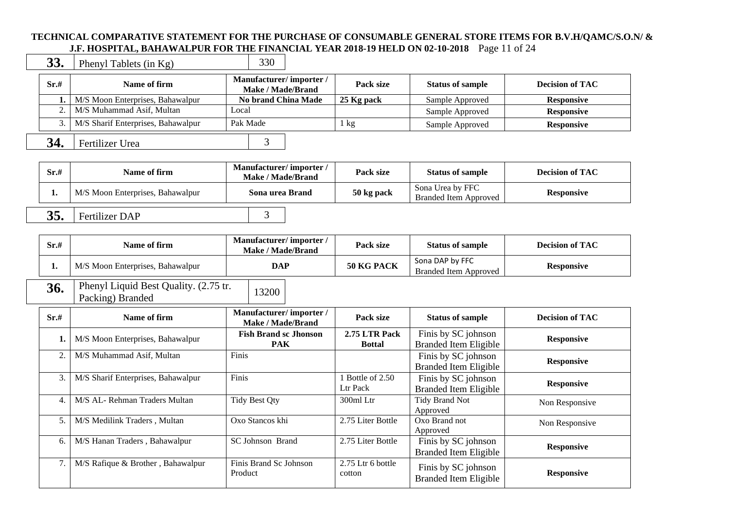**TECHNICAL COMPARATIVE STATEMENT FOR THE PURCHASE OF CONSUMABLE GENERAL STORE ITEMS FOR B.V.H/QAMC/S.O.N/ & J.F. HOSPITAL, BAHAWALPUR FOR THE FINANCIAL YEAR 2018-19 HELD ON 02-10-2018**

| **33.** | Phenyl Tablets (in Kg) | 330 |
|---|---|---|

| Sr.# | Name of firm | Manufacturer/ importer / Make / Made/Brand | Pack size | Status of sample | Decision of TAC |
|---|---|---|---|---|---|
| **1.** | M/S Moon Enterprises, Bahawalpur | **No brand China Made** | **25 Kg pack** | Sample Approved | **Responsive** |
| 2. | M/S Muhammad Asif, Multan | Local | | Sample Approved | **Responsive** |
| 3. | M/S Sharif Enterprises, Bahawalpur | Pak Made | 1 kg | Sample Approved | **Responsive** |

| **34.** | Fertilizer Urea | 3 |
|---|---|---|

| Sr.# | Name of firm | Manufacturer/ importer / Make / Made/Brand | Pack size | Status of sample | Decision of TAC |
|---|---|---|---|---|---|
| **1.** | M/S Moon Enterprises, Bahawalpur | **Sona urea Brand** | **50 kg pack** | Sona Urea by FFC Branded Item Approved | **Responsive** |

| **35.** | Fertilizer DAP | 3 |
|---|---|---|

| Sr.# | Name of firm | Manufacturer/ importer / Make / Made/Brand | Pack size | Status of sample | Decision of TAC |
|---|---|---|---|---|---|
| **1.** | M/S Moon Enterprises, Bahawalpur | **DAP** | **50 KG PACK** | Sona DAP by FFC Branded Item Approved | **Responsive** |

| **36.** | Phenyl Liquid Best Quality. (2.75 tr. Packing) Branded | 13200 |
|---|---|---|

| Sr.# | Name of firm | Manufacturer/ importer / Make / Made/Brand | Pack size | Status of sample | Decision of TAC |
|---|---|---|---|---|---|
| **1.** | M/S Moon Enterprises, Bahawalpur | **Fish Brand sc Jhonson PAK** | **2.75 LTR Pack Bottal** | Finis by SC johnson Branded Item Eligible | **Responsive** |
| 2. | M/S Muhammad Asif, Multan | Finis | | Finis by SC johnson Branded Item Eligible | **Responsive** |
| 3. | M/S Sharif Enterprises, Bahawalpur | Finis | 1 Bottle of 2.50 Ltr Pack | Finis by SC johnson Branded Item Eligible | **Responsive** |
| 4. | M/S AL- Rehman Traders Multan | Tidy Best Qty | 300ml Ltr | Tidy Brand Not Approved | Non Responsive |
| 5. | M/S Medilink Traders , Multan | Oxo Stancos khi | 2.75 Liter Bottle | Oxo Brand not Approved | Non Responsive |
| 6. | M/S Hanan Traders , Bahawalpur | SC Johnson Brand | 2.75 Liter Bottle | Finis by SC johnson Branded Item Eligible | **Responsive** |
| 7. | M/S Rafique & Brother , Bahawalpur | Finis Brand Sc Johnson Product | 2.75 Ltr 6 bottle cotton | Finis by SC johnson Branded Item Eligible | **Responsive** |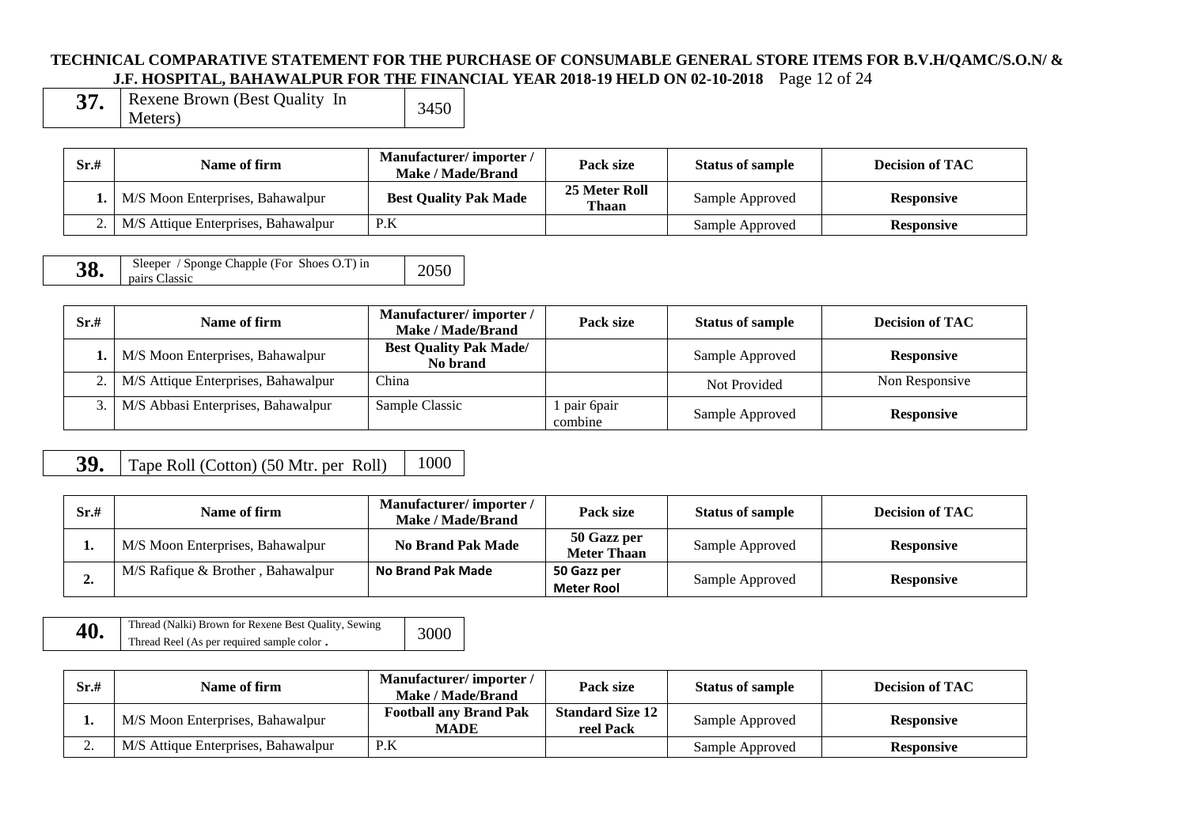**TECHNICAL COMPARATIVE STATEMENT FOR THE PURCHASE OF CONSUMABLE GENERAL STORE ITEMS FOR B.V.H/QAMC/S.O.N/ & J.F. HOSPITAL, BAHAWALPUR FOR THE FINANCIAL YEAR 2018-19 HELD ON 02-10-2018**

| **37.** | Rexene Brown (Best Quality In Meters) | 3450 |
|---|---|---|

| Sr.# | Name of firm | Manufacturer/ importer / Make / Made/Brand | Pack size | Status of sample | Decision of TAC |
|---|---|---|---|---|---|
| **1.** | M/S Moon Enterprises, Bahawalpur | **Best Quality Pak Made** | **25 Meter Roll Thaan** | Sample Approved | **Responsive** |
| 2. | M/S Attique Enterprises, Bahawalpur | P.K | | Sample Approved | **Responsive** |

| **38.** | Sleeper / Sponge Chapple (For Shoes O.T) in pairs Classic | 2050 |
|---|---|---|

| Sr.# | Name of firm | Manufacturer/ importer / Make / Made/Brand | Pack size | Status of sample | Decision of TAC |
|---|---|---|---|---|---|
| **1.** | M/S Moon Enterprises, Bahawalpur | **Best Quality Pak Made/ No brand** | | Sample Approved | **Responsive** |
| 2. | M/S Attique Enterprises, Bahawalpur | China | | Not Provided | Non Responsive |
| 3. | M/S Abbasi Enterprises, Bahawalpur | Sample Classic | 1 pair 6pair combine | Sample Approved | **Responsive** |

| **39.** | Tape Roll (Cotton) (50 Mtr. per Roll) | 1000 |
|---|---|---|

| Sr.# | Name of firm | Manufacturer/ importer / Make / Made/Brand | Pack size | Status of sample | Decision of TAC |
|---|---|---|---|---|---|
| **1.** | M/S Moon Enterprises, Bahawalpur | **No Brand Pak Made** | **50 Gazz per Meter Thaan** | Sample Approved | **Responsive** |
| **2.** | M/S Rafique & Brother , Bahawalpur | **No Brand Pak Made** | **50 Gazz per Meter Rool** | Sample Approved | **Responsive** |

| **40.** | Thread (Nalki) Brown for Rexene Best Quality, Sewing Thread Reel (As per required sample color **.** | 3000 |
|---|---|---|

| Sr.# | Name of firm | Manufacturer/ importer / Make / Made/Brand | Pack size | Status of sample | Decision of TAC |
|---|---|---|---|---|---|
| **1.** | M/S Moon Enterprises, Bahawalpur | **Football any Brand Pak MADE** | **Standard Size 12 reel Pack** | Sample Approved | **Responsive** |
| 2. | M/S Attique Enterprises, Bahawalpur | P.K | | Sample Approved | **Responsive** |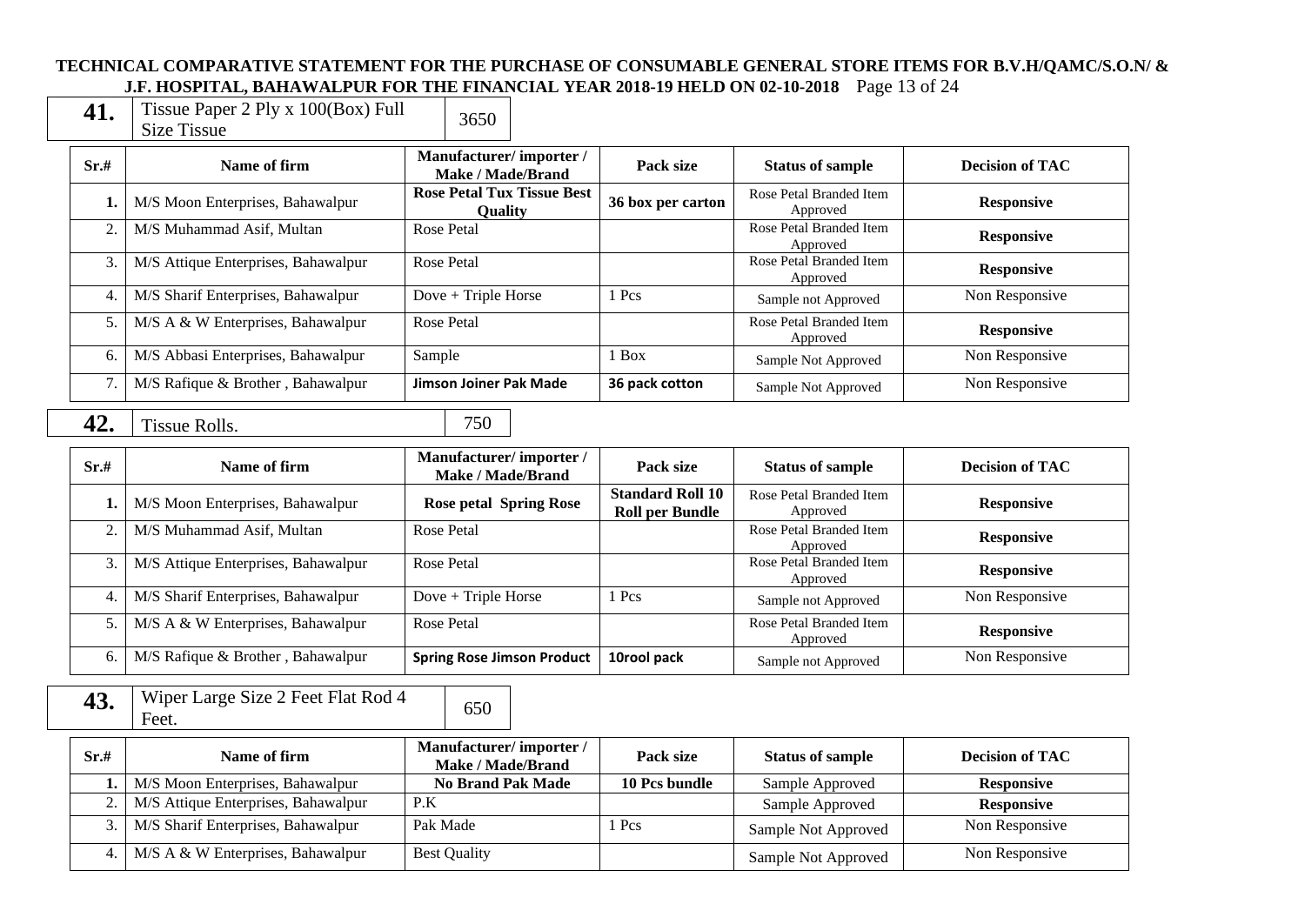**TECHNICAL COMPARATIVE STATEMENT FOR THE PURCHASE OF CONSUMABLE GENERAL STORE ITEMS FOR B.V.H/QAMC/S.O.N/ & J.F. HOSPITAL, BAHAWALPUR FOR THE FINANCIAL YEAR 2018-19 HELD ON 02-10-2018**

| **41.** | Tissue Paper 2 Ply x 100(Box) Full Size Tissue | 3650 |
|---|---|---|

| Sr.# | Name of firm | Manufacturer/ importer / Make / Made/Brand | Pack size | Status of sample | Decision of TAC |
|---|---|---|---|---|---|
| **1.** | M/S Moon Enterprises, Bahawalpur | **Rose Petal Tux Tissue Best Quality** | **36 box per carton** | Rose Petal Branded Item Approved | **Responsive** |
| 2. | M/S Muhammad Asif, Multan | Rose Petal | | Rose Petal Branded Item Approved | **Responsive** |
| 3. | M/S Attique Enterprises, Bahawalpur | Rose Petal | | Rose Petal Branded Item Approved | **Responsive** |
| 4. | M/S Sharif Enterprises, Bahawalpur | Dove + Triple Horse | 1 Pcs | Sample not Approved | Non Responsive |
| 5. | M/S A & W Enterprises, Bahawalpur | Rose Petal | | Rose Petal Branded Item Approved | **Responsive** |
| 6. | M/S Abbasi Enterprises, Bahawalpur | Sample | 1 Box | Sample Not Approved | Non Responsive |
| 7. | M/S Rafique & Brother , Bahawalpur | **Jimson Joiner Pak Made** | **36 pack cotton** | Sample Not Approved | Non Responsive |

| **42.** | Tissue Rolls. | 750 |
|---|---|---|

| Sr.# | Name of firm | Manufacturer/ importer / Make / Made/Brand | Pack size | Status of sample | Decision of TAC |
|---|---|---|---|---|---|
| **1.** | M/S Moon Enterprises, Bahawalpur | **Rose petal Spring Rose** | **Standard Roll 10 Roll per Bundle** | Rose Petal Branded Item Approved | **Responsive** |
| 2. | M/S Muhammad Asif, Multan | Rose Petal | | Rose Petal Branded Item Approved | **Responsive** |
| 3. | M/S Attique Enterprises, Bahawalpur | Rose Petal | | Rose Petal Branded Item Approved | **Responsive** |
| 4. | M/S Sharif Enterprises, Bahawalpur | Dove + Triple Horse | 1 Pcs | Sample not Approved | Non Responsive |
| 5. | M/S A & W Enterprises, Bahawalpur | Rose Petal | | Rose Petal Branded Item Approved | **Responsive** |
| 6. | M/S Rafique & Brother , Bahawalpur | **Spring Rose Jimson Product** | **10rool pack** | Sample not Approved | Non Responsive |

| **43.** | Wiper Large Size 2 Feet Flat Rod 4 Feet. | 650 |
|---|---|---|

| Sr.# | Name of firm | Manufacturer/ importer / Make / Made/Brand | Pack size | Status of sample | Decision of TAC |
|---|---|---|---|---|---|
| **1.** | M/S Moon Enterprises, Bahawalpur | **No Brand Pak Made** | **10 Pcs bundle** | Sample Approved | **Responsive** |
| 2. | M/S Attique Enterprises, Bahawalpur | P.K | | Sample Approved | **Responsive** |
| 3. | M/S Sharif Enterprises, Bahawalpur | Pak Made | 1 Pcs | Sample Not Approved | Non Responsive |
| 4. | M/S A & W Enterprises, Bahawalpur | Best Quality | | Sample Not Approved | Non Responsive |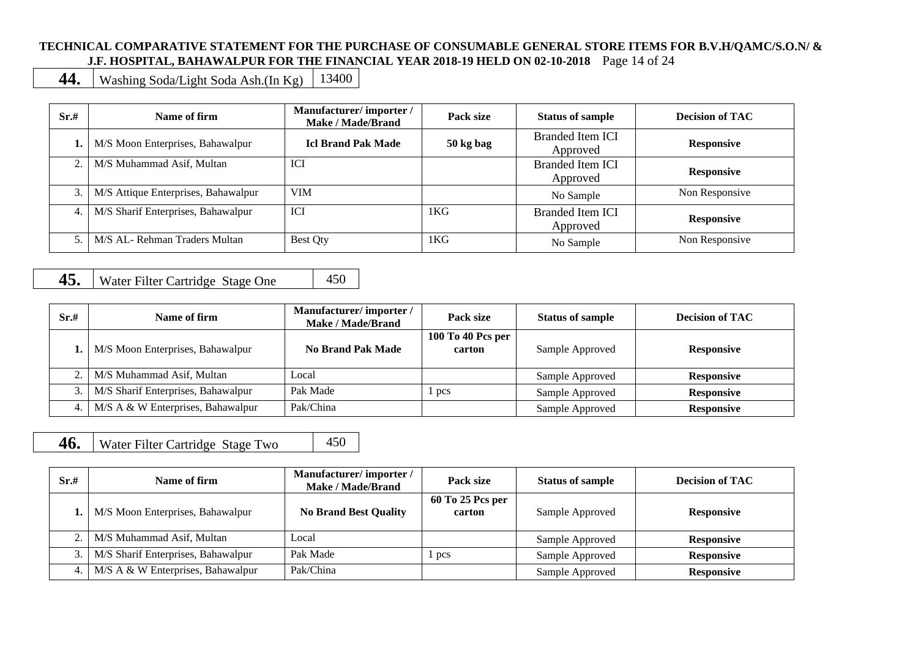**TECHNICAL COMPARATIVE STATEMENT FOR THE PURCHASE OF CONSUMABLE GENERAL STORE ITEMS FOR B.V.H/QAMC/S.O.N/ & J.F. HOSPITAL, BAHAWALPUR FOR THE FINANCIAL YEAR 2018-19 HELD ON 02-10-2018**

| **44.** | Washing Soda/Light Soda Ash.(In Kg) | 13400 |
|---|---|---|

| Sr.# | Name of firm | Manufacturer/ importer / Make / Made/Brand | Pack size | Status of sample | Decision of TAC |
|---|---|---|---|---|---|
| **1.** | M/S Moon Enterprises, Bahawalpur | **Icl Brand Pak Made** | **50 kg bag** | Branded Item ICI Approved | **Responsive** |
| 2. | M/S Muhammad Asif, Multan | ICI | | Branded Item ICI Approved | **Responsive** |
| 3. | M/S Attique Enterprises, Bahawalpur | VIM | | No Sample | Non Responsive |
| 4. | M/S Sharif Enterprises, Bahawalpur | ICI | 1KG | Branded Item ICI Approved | **Responsive** |
| 5. | M/S AL- Rehman Traders Multan | Best Qty | 1KG | No Sample | Non Responsive |

| **45.** | Water Filter Cartridge Stage One | 450 |
|---|---|---|

| Sr.# | Name of firm | Manufacturer/ importer / Make / Made/Brand | Pack size | Status of sample | Decision of TAC |
|---|---|---|---|---|---|
| **1.** | M/S Moon Enterprises, Bahawalpur | **No Brand Pak Made** | **100 To 40 Pcs per carton** | Sample Approved | **Responsive** |
| 2. | M/S Muhammad Asif, Multan | Local | | Sample Approved | **Responsive** |
| 3. | M/S Sharif Enterprises, Bahawalpur | Pak Made | 1 pcs | Sample Approved | **Responsive** |
| 4. | M/S A & W Enterprises, Bahawalpur | Pak/China | | Sample Approved | **Responsive** |

| **46.** | Water Filter Cartridge Stage Two | 450 |
|---|---|---|

| Sr.# | Name of firm | Manufacturer/ importer / Make / Made/Brand | Pack size | Status of sample | Decision of TAC |
|---|---|---|---|---|---|
| **1.** | M/S Moon Enterprises, Bahawalpur | **No Brand Best Quality** | **60 To 25 Pcs per carton** | Sample Approved | **Responsive** |
| 2. | M/S Muhammad Asif, Multan | Local | | Sample Approved | **Responsive** |
| 3. | M/S Sharif Enterprises, Bahawalpur | Pak Made | 1 pcs | Sample Approved | **Responsive** |
| 4. | M/S A & W Enterprises, Bahawalpur | Pak/China | | Sample Approved | **Responsive** |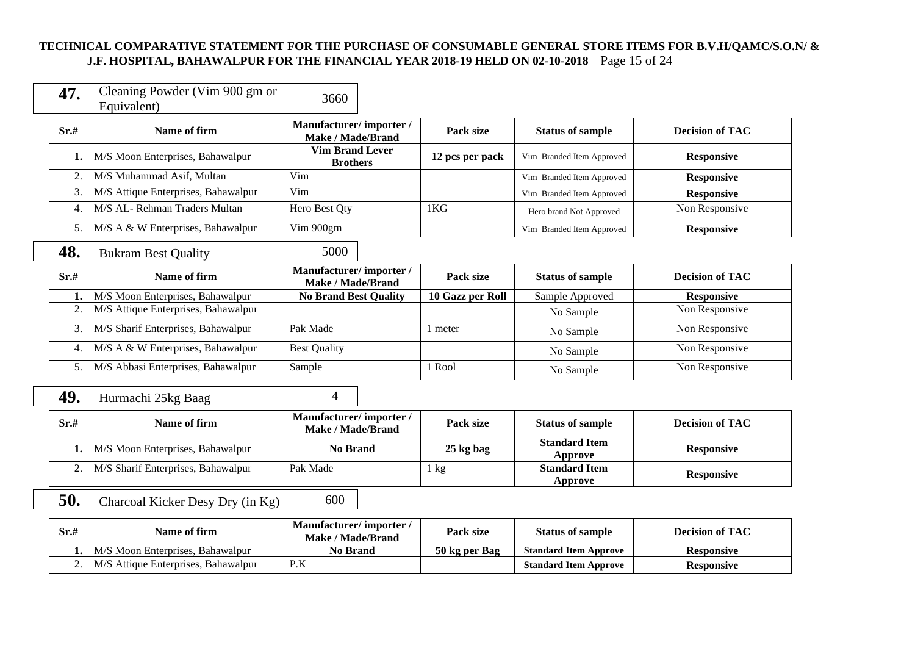**TECHNICAL COMPARATIVE STATEMENT FOR THE PURCHASE OF CONSUMABLE GENERAL STORE ITEMS FOR B.V.H/QAMC/S.O.N/ & J.F. HOSPITAL, BAHAWALPUR FOR THE FINANCIAL YEAR 2018-19 HELD ON 02-10-2018**

| **47.** | Cleaning Powder (Vim 900 gm or Equivalent) | 3660 |
|---|---|---|

| Sr.# | Name of firm | Manufacturer/ importer / Make / Made/Brand | Pack size | Status of sample | Decision of TAC |
|---|---|---|---|---|---|
| **1.** | M/S Moon Enterprises, Bahawalpur | **Vim Brand Lever Brothers** | **12 pcs per pack** | Vim Branded Item Approved | **Responsive** |
| 2. | M/S Muhammad Asif, Multan | Vim | | Vim Branded Item Approved | **Responsive** |
| 3. | M/S Attique Enterprises, Bahawalpur | Vim | | Vim Branded Item Approved | **Responsive** |
| 4. | M/S AL- Rehman Traders Multan | Hero Best Qty | 1KG | Hero brand Not Approved | Non Responsive |
| 5. | M/S A & W Enterprises, Bahawalpur | Vim 900gm | | Vim Branded Item Approved | **Responsive** |

| **48.** | Bukram Best Quality | 5000 |
|---|---|---|

| Sr.# | Name of firm | Manufacturer/ importer / Make / Made/Brand | Pack size | Status of sample | Decision of TAC |
|---|---|---|---|---|---|
| **1.** | M/S Moon Enterprises, Bahawalpur | **No Brand Best Quality** | **10 Gazz per Roll** | Sample Approved | **Responsive** |
| 2. | M/S Attique Enterprises, Bahawalpur | | | No Sample | Non Responsive |
| 3. | M/S Sharif Enterprises, Bahawalpur | Pak Made | 1 meter | No Sample | Non Responsive |
| 4. | M/S A & W Enterprises, Bahawalpur | Best Quality | | No Sample | Non Responsive |
| 5. | M/S Abbasi Enterprises, Bahawalpur | Sample | 1 Rool | No Sample | Non Responsive |

| **49.** | Hurmachi 25kg Baag | 4 |
|---|---|---|

| Sr.# | Name of firm | Manufacturer/ importer / Make / Made/Brand | Pack size | Status of sample | Decision of TAC |
|---|---|---|---|---|---|
| **1.** | M/S Moon Enterprises, Bahawalpur | **No Brand** | **25 kg bag** | **Standard Item Approve** | **Responsive** |
| 2. | M/S Sharif Enterprises, Bahawalpur | Pak Made | 1 kg | **Standard Item Approve** | **Responsive** |

| **50.** | Charcoal Kicker Desy Dry (in Kg) | 600 |
|---|---|---|

| Sr.# | Name of firm | Manufacturer/ importer / Make / Made/Brand | Pack size | Status of sample | Decision of TAC |
|---|---|---|---|---|---|
| **1.** | M/S Moon Enterprises, Bahawalpur | **No Brand** | **50 kg per Bag** | **Standard Item Approve** | **Responsive** |
| 2. | M/S Attique Enterprises, Bahawalpur | P.K | | **Standard Item Approve** | **Responsive** |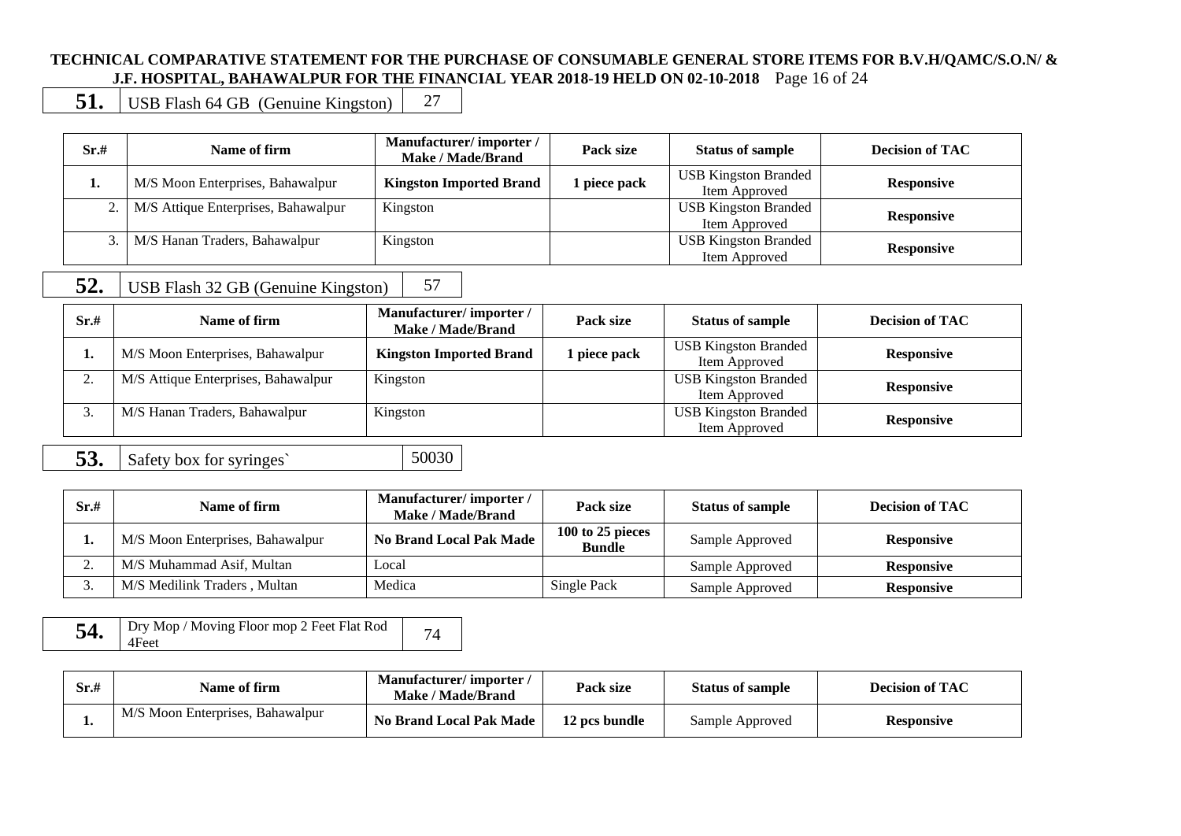**TECHNICAL COMPARATIVE STATEMENT FOR THE PURCHASE OF CONSUMABLE GENERAL STORE ITEMS FOR B.V.H/QAMC/S.O.N/ & J.F. HOSPITAL, BAHAWALPUR FOR THE FINANCIAL YEAR 2018-19 HELD ON 02-10-2018**

| **51.** | USB Flash 64 GB (Genuine Kingston) | 27 |
|---|---|---|

| Sr.# | Name of firm | Manufacturer/ importer / Make / Made/Brand | Pack size | Status of sample | Decision of TAC |
|---|---|---|---|---|---|
| 1. | M/S Moon Enterprises, Bahawalpur | **Kingston Imported Brand** | **1 piece pack** | USB Kingston Branded Item Approved | **Responsive** |
| 2. | M/S Attique Enterprises, Bahawalpur | Kingston | | USB Kingston Branded Item Approved | **Responsive** |
| 3. | M/S Hanan Traders, Bahawalpur | Kingston | | USB Kingston Branded Item Approved | **Responsive** |

| **52.** | USB Flash 32 GB (Genuine Kingston) | 57 |
|---|---|---|

| Sr.# | Name of firm | Manufacturer/ importer / Make / Made/Brand | Pack size | Status of sample | Decision of TAC |
|---|---|---|---|---|---|
| 1. | M/S Moon Enterprises, Bahawalpur | **Kingston Imported Brand** | **1 piece pack** | USB Kingston Branded Item Approved | **Responsive** |
| 2. | M/S Attique Enterprises, Bahawalpur | Kingston | | USB Kingston Branded Item Approved | **Responsive** |
| 3. | M/S Hanan Traders, Bahawalpur | Kingston | | USB Kingston Branded Item Approved | **Responsive** |

| **53.** | Safety box for syringes` | 50030 |
|---|---|---|

| Sr.# | Name of firm | Manufacturer/ importer / Make / Made/Brand | Pack size | Status of sample | Decision of TAC |
|---|---|---|---|---|---|
| 1. | M/S Moon Enterprises, Bahawalpur | **No Brand Local Pak Made** | **100 to 25 pieces Bundle** | Sample Approved | **Responsive** |
| 2. | M/S Muhammad Asif, Multan | Local | | Sample Approved | **Responsive** |
| 3. | M/S Medilink Traders , Multan | Medica | Single Pack | Sample Approved | **Responsive** |

| **54.** | Dry Mop / Moving Floor mop 2 Feet Flat Rod 4Feet | 74 |
|---|---|---|

| Sr.# | Name of firm | Manufacturer/ importer / Make / Made/Brand | Pack size | Status of sample | Decision of TAC |
|---|---|---|---|---|---|
| 1. | M/S Moon Enterprises, Bahawalpur | **No Brand Local Pak Made** | **12 pcs bundle** | Sample Approved | **Responsive** |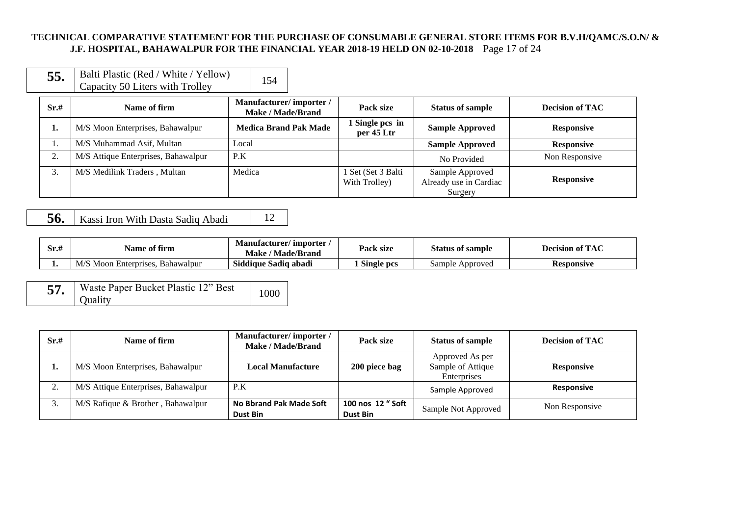**TECHNICAL COMPARATIVE STATEMENT FOR THE PURCHASE OF CONSUMABLE GENERAL STORE ITEMS FOR B.V.H/QAMC/S.O.N/ & J.F. HOSPITAL, BAHAWALPUR FOR THE FINANCIAL YEAR 2018-19 HELD ON 02-10-2018**

| **55.** | Balti Plastic (Red / White / Yellow) Capacity 50 Liters with Trolley | 154 |
|---|---|---|

| Sr.# | Name of firm | Manufacturer/ importer / Make / Made/Brand | Pack size | Status of sample | Decision of TAC |
|---|---|---|---|---|---|
| **1.** | M/S Moon Enterprises, Bahawalpur | **Medica Brand Pak Made** | **1 Single pcs in per 45 Ltr** | **Sample Approved** | **Responsive** |
| 1. | M/S Muhammad Asif, Multan | Local | | **Sample Approved** | **Responsive** |
| 2. | M/S Attique Enterprises, Bahawalpur | P.K | | No Provided | Non Responsive |
| 3. | M/S Medilink Traders , Multan | Medica | 1 Set (Set 3 Balti With Trolley) | Sample Approved Already use in Cardiac Surgery | **Responsive** |

| **56.** | Kassi Iron With Dasta Sadiq Abadi | 12 |
|---|---|---|

| Sr.# | Name of firm | Manufacturer/ importer / Make / Made/Brand | Pack size | Status of sample | Decision of TAC |
|---|---|---|---|---|---|
| **1.** | M/S Moon Enterprises, Bahawalpur | **Siddique Sadiq abadi** | **1 Single pcs** | Sample Approved | **Responsive** |

| **57.** | Waste Paper Bucket Plastic 12" Best Quality | 1000 |
|---|---|---|

| Sr.# | Name of firm | Manufacturer/ importer / Make / Made/Brand | Pack size | Status of sample | Decision of TAC |
|---|---|---|---|---|---|
| **1.** | M/S Moon Enterprises, Bahawalpur | **Local Manufacture** | **200 piece bag** | Approved As per Sample of Attique Enterprises | **Responsive** |
| 2. | M/S Attique Enterprises, Bahawalpur | P.K | | Sample Approved | **Responsive** |
| 3. | M/S Rafique & Brother , Bahawalpur | **No Bbrand Pak Made Soft Dust Bin** | **100 nos 12 " Soft Dust Bin** | Sample Not Approved | Non Responsive |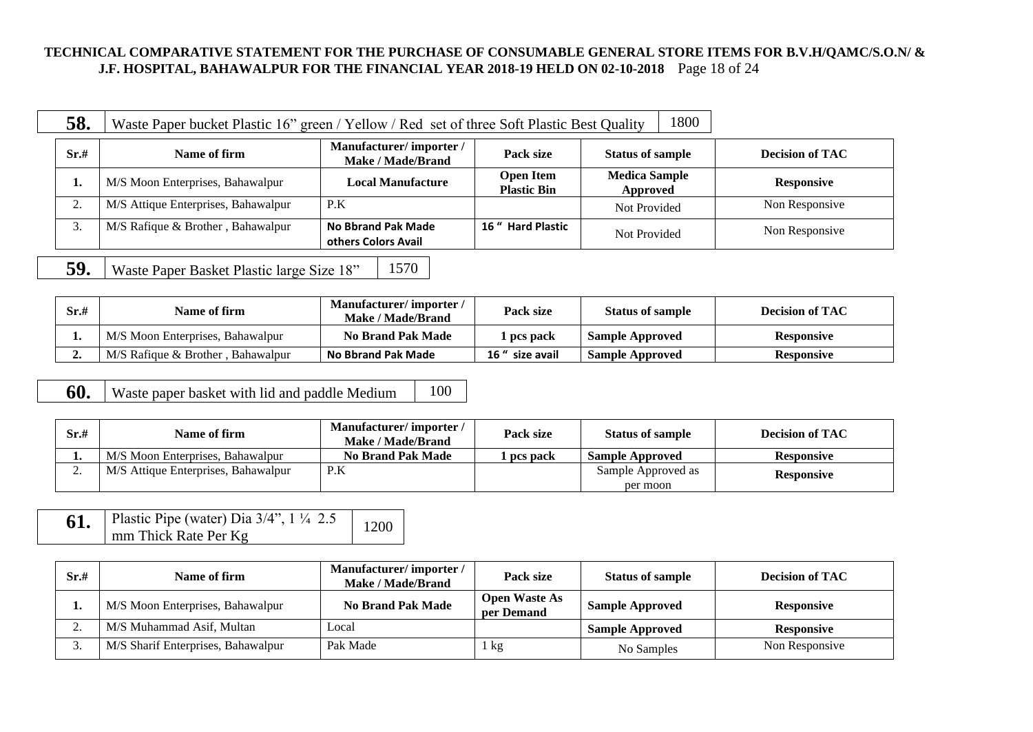**TECHNICAL COMPARATIVE STATEMENT FOR THE PURCHASE OF CONSUMABLE GENERAL STORE ITEMS FOR B.V.H/QAMC/S.O.N/ & J.F. HOSPITAL, BAHAWALPUR FOR THE FINANCIAL YEAR 2018-19 HELD ON 02-10-2018**

| **58.** | Waste Paper bucket Plastic 16" green / Yellow / Red set of three Soft Plastic Best Quality | 1800 |
|---|---|---|

| Sr.# | Name of firm | Manufacturer/ importer / Make / Made/Brand | Pack size | Status of sample | Decision of TAC |
|---|---|---|---|---|---|
| **1.** | M/S Moon Enterprises, Bahawalpur | **Local Manufacture** | **Open Item Plastic Bin** | **Medica Sample Approved** | **Responsive** |
| 2. | M/S Attique Enterprises, Bahawalpur | P.K | | Not Provided | Non Responsive |
| 3. | M/S Rafique & Brother , Bahawalpur | **No Bbrand Pak Made others Colors Avail** | **16 " Hard Plastic** | Not Provided | Non Responsive |

| **59.** | Waste Paper Basket Plastic large Size 18" | 1570 |
|---|---|---|

| Sr.# | Name of firm | Manufacturer/ importer / Make / Made/Brand | Pack size | Status of sample | Decision of TAC |
|---|---|---|---|---|---|
| **1.** | M/S Moon Enterprises, Bahawalpur | **No Brand Pak Made** | **1 pcs pack** | **Sample Approved** | **Responsive** |
| **2.** | M/S Rafique & Brother , Bahawalpur | **No Bbrand Pak Made** | **16 " size avail** | **Sample Approved** | **Responsive** |

| **60.** | Waste paper basket with lid and paddle Medium | 100 |
|---|---|---|

| Sr.# | Name of firm | Manufacturer/ importer / Make / Made/Brand | Pack size | Status of sample | Decision of TAC |
|---|---|---|---|---|---|
| **1.** | M/S Moon Enterprises, Bahawalpur | **No Brand Pak Made** | **1 pcs pack** | **Sample Approved** | **Responsive** |
| 2. | M/S Attique Enterprises, Bahawalpur | P.K | | Sample Approved as per moon | **Responsive** |

| **61.** | Plastic Pipe (water) Dia 3/4", 1 ¼ 2.5 mm Thick Rate Per Kg | 1200 |
|---|---|---|

| Sr.# | Name of firm | Manufacturer/ importer / Make / Made/Brand | Pack size | Status of sample | Decision of TAC |
|---|---|---|---|---|---|
| **1.** | M/S Moon Enterprises, Bahawalpur | **No Brand Pak Made** | **Open Waste As per Demand** | **Sample Approved** | **Responsive** |
| 2. | M/S Muhammad Asif, Multan | Local | | **Sample Approved** | **Responsive** |
| 3. | M/S Sharif Enterprises, Bahawalpur | Pak Made | 1 kg | No Samples | Non Responsive |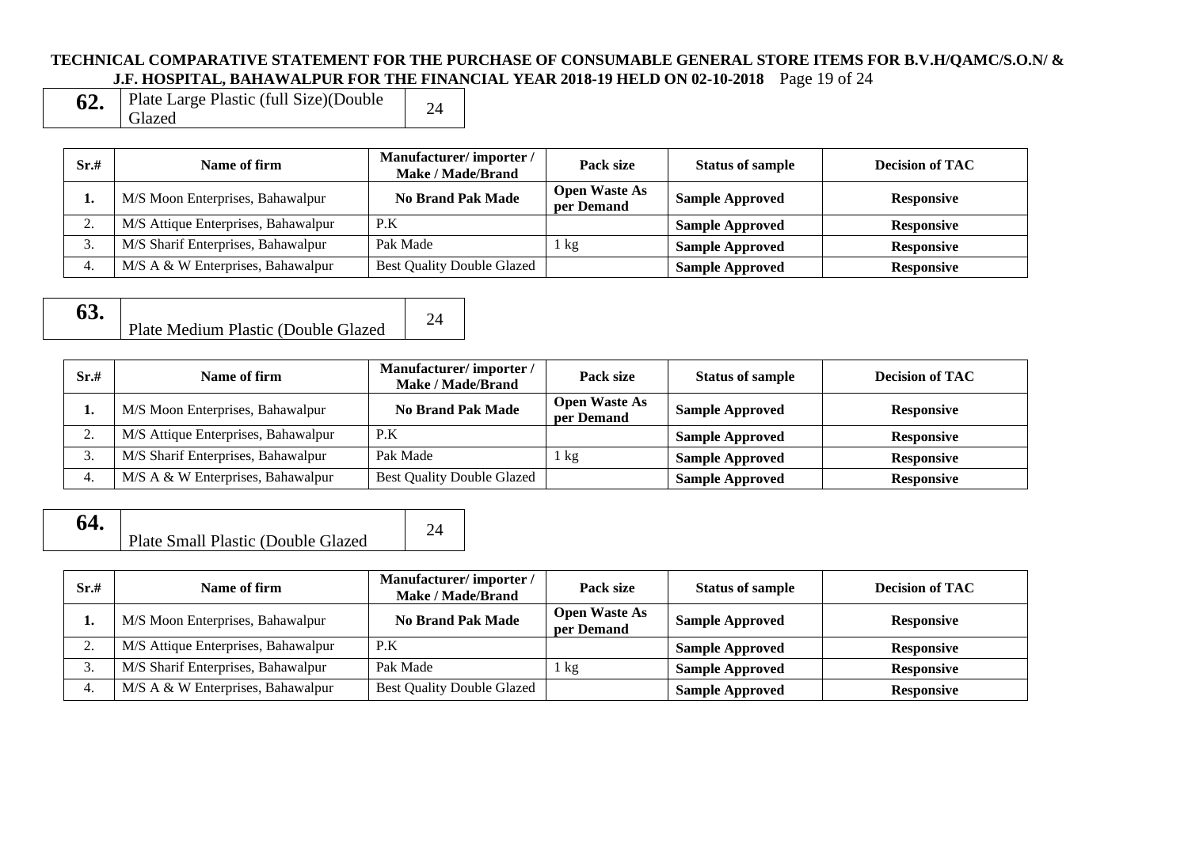| **62.** | Plate Large Plastic (full Size)(Double Glazed | 24 |
|---|---|---|

| Sr.# | Name of firm | Manufacturer/ importer / Make / Made/Brand | Pack size | Status of sample | Decision of TAC |
|---|---|---|---|---|---|
| **1.** | M/S Moon Enterprises, Bahawalpur | **No Brand Pak Made** | **Open Waste As per Demand** | **Sample Approved** | **Responsive** |
| 2. | M/S Attique Enterprises, Bahawalpur | P.K | | **Sample Approved** | **Responsive** |
| 3. | M/S Sharif Enterprises, Bahawalpur | Pak Made | 1 kg | **Sample Approved** | **Responsive** |
| 4. | M/S A & W Enterprises, Bahawalpur | Best Quality Double Glazed | | **Sample Approved** | **Responsive** |

| **63.** | Plate Medium Plastic (Double Glazed | 24 |
|---|---|---|

| Sr.# | Name of firm | Manufacturer/ importer / Make / Made/Brand | Pack size | Status of sample | Decision of TAC |
|---|---|---|---|---|---|
| **1.** | M/S Moon Enterprises, Bahawalpur | **No Brand Pak Made** | **Open Waste As per Demand** | **Sample Approved** | **Responsive** |
| 2. | M/S Attique Enterprises, Bahawalpur | P.K | | **Sample Approved** | **Responsive** |
| 3. | M/S Sharif Enterprises, Bahawalpur | Pak Made | 1 kg | **Sample Approved** | **Responsive** |
| 4. | M/S A & W Enterprises, Bahawalpur | Best Quality Double Glazed | | **Sample Approved** | **Responsive** |

| **64.** | Plate Small Plastic (Double Glazed | 24 |
|---|---|---|

| Sr.# | Name of firm | Manufacturer/ importer / Make / Made/Brand | Pack size | Status of sample | Decision of TAC |
|---|---|---|---|---|---|
| **1.** | M/S Moon Enterprises, Bahawalpur | **No Brand Pak Made** | **Open Waste As per Demand** | **Sample Approved** | **Responsive** |
| 2. | M/S Attique Enterprises, Bahawalpur | P.K | | **Sample Approved** | **Responsive** |
| 3. | M/S Sharif Enterprises, Bahawalpur | Pak Made | 1 kg | **Sample Approved** | **Responsive** |
| 4. | M/S A & W Enterprises, Bahawalpur | Best Quality Double Glazed | | **Sample Approved** | **Responsive** |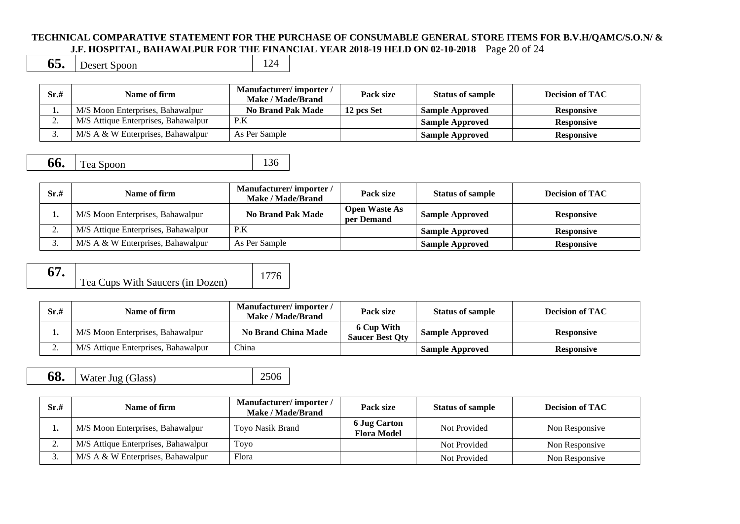**TECHNICAL COMPARATIVE STATEMENT FOR THE PURCHASE OF CONSUMABLE GENERAL STORE ITEMS FOR B.V.H/QAMC/S.O.N/ & J.F. HOSPITAL, BAHAWALPUR FOR THE FINANCIAL YEAR 2018-19 HELD ON 02-10-2018**

| **65.** | Desert Spoon | 124 |
|---|---|---|

| Sr.# | Name of firm | Manufacturer/ importer / Make / Made/Brand | Pack size | Status of sample | Decision of TAC |
|---|---|---|---|---|---|
| **1.** | M/S Moon Enterprises, Bahawalpur | **No Brand Pak Made** | **12 pcs Set** | **Sample Approved** | **Responsive** |
| 2. | M/S Attique Enterprises, Bahawalpur | P.K | | **Sample Approved** | **Responsive** |
| 3. | M/S A & W Enterprises, Bahawalpur | As Per Sample | | **Sample Approved** | **Responsive** |

| **66.** | Tea Spoon | 136 |
|---|---|---|

| Sr.# | Name of firm | Manufacturer/ importer / Make / Made/Brand | Pack size | Status of sample | Decision of TAC |
|---|---|---|---|---|---|
| **1.** | M/S Moon Enterprises, Bahawalpur | **No Brand Pak Made** | **Open Waste As per Demand** | **Sample Approved** | **Responsive** |
| 2. | M/S Attique Enterprises, Bahawalpur | P.K | | **Sample Approved** | **Responsive** |
| 3. | M/S A & W Enterprises, Bahawalpur | As Per Sample | | **Sample Approved** | **Responsive** |

| **67.** | Tea Cups With Saucers (in Dozen) | 1776 |
|---|---|---|

| Sr.# | Name of firm | Manufacturer/ importer / Make / Made/Brand | Pack size | Status of sample | Decision of TAC |
|---|---|---|---|---|---|
| **1.** | M/S Moon Enterprises, Bahawalpur | **No Brand China Made** | **6 Cup With Saucer Best Qty** | **Sample Approved** | **Responsive** |
| 2. | M/S Attique Enterprises, Bahawalpur | China | | **Sample Approved** | **Responsive** |

| **68.** | Water Jug (Glass) | 2506 |
|---|---|---|

| Sr.# | Name of firm | Manufacturer/ importer / Make / Made/Brand | Pack size | Status of sample | Decision of TAC |
|---|---|---|---|---|---|
| **1.** | M/S Moon Enterprises, Bahawalpur | Toyo Nasik Brand | **6 Jug Carton Flora Model** | Not Provided | Non Responsive |
| 2. | M/S Attique Enterprises, Bahawalpur | Toyo | | Not Provided | Non Responsive |
| 3. | M/S A & W Enterprises, Bahawalpur | Flora | | Not Provided | Non Responsive |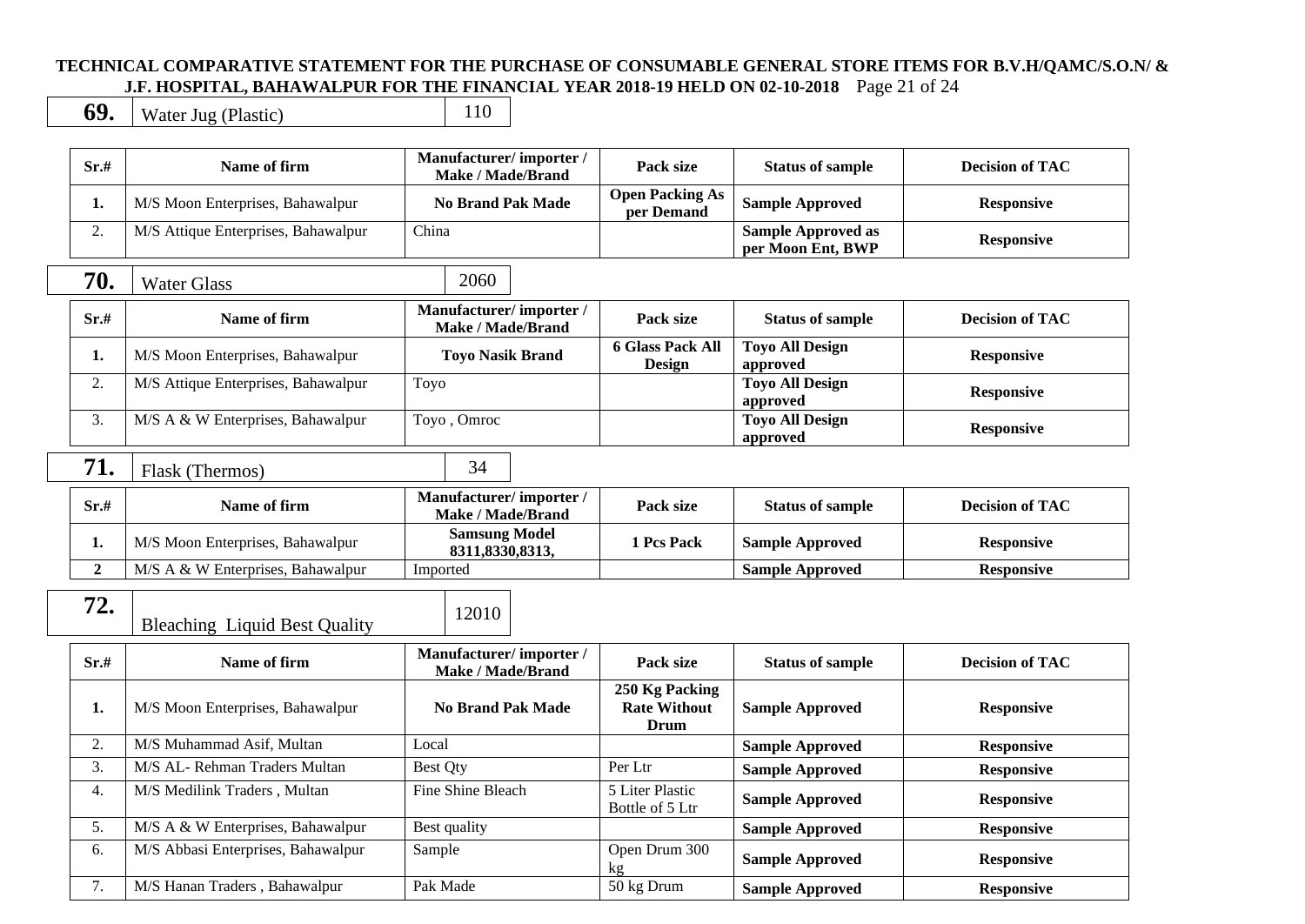**TECHNICAL COMPARATIVE STATEMENT FOR THE PURCHASE OF CONSUMABLE GENERAL STORE ITEMS FOR B.V.H/QAMC/S.O.N/ & J.F. HOSPITAL, BAHAWALPUR FOR THE FINANCIAL YEAR 2018-19 HELD ON 02-10-2018**

| **69.** | Water Jug (Plastic) | 110 |
|---|---|---|

| Sr.# | Name of firm | Manufacturer/ importer / Make / Made/Brand | Pack size | Status of sample | Decision of TAC |
|---|---|---|---|---|---|
| **1.** | M/S Moon Enterprises, Bahawalpur | **No Brand Pak Made** | **Open Packing As per Demand** | **Sample Approved** | **Responsive** |
| 2. | M/S Attique Enterprises, Bahawalpur | China | | **Sample Approved as per Moon Ent, BWP** | **Responsive** |

| **70.** | Water Glass | 2060 |
|---|---|---|

| Sr.# | Name of firm | Manufacturer/ importer / Make / Made/Brand | Pack size | Status of sample | Decision of TAC |
|---|---|---|---|---|---|
| **1.** | M/S Moon Enterprises, Bahawalpur | **Toyo Nasik Brand** | **6 Glass Pack All Design** | **Toyo All Design approved** | **Responsive** |
| 2. | M/S Attique Enterprises, Bahawalpur | Toyo | | **Toyo All Design approved** | **Responsive** |
| 3. | M/S A & W Enterprises, Bahawalpur | Toyo , Omroc | | **Toyo All Design approved** | **Responsive** |

| **71.** | Flask (Thermos) | 34 |
|---|---|---|

| Sr.# | Name of firm | Manufacturer/ importer / Make / Made/Brand | Pack size | Status of sample | Decision of TAC |
|---|---|---|---|---|---|
| **1.** | M/S Moon Enterprises, Bahawalpur | **Samsung Model 8311,8330,8313,** | **1 Pcs Pack** | **Sample Approved** | **Responsive** |
| **2** | M/S A & W Enterprises, Bahawalpur | Imported | | **Sample Approved** | **Responsive** |

| **72.** | Bleaching Liquid Best Quality | 12010 |
|---|---|---|

| Sr.# | Name of firm | Manufacturer/ importer / Make / Made/Brand | Pack size | Status of sample | Decision of TAC |
|---|---|---|---|---|---|
| **1.** | M/S Moon Enterprises, Bahawalpur | **No Brand Pak Made** | **250 Kg Packing Rate Without Drum** | **Sample Approved** | **Responsive** |
| 2. | M/S Muhammad Asif, Multan | Local | | **Sample Approved** | **Responsive** |
| 3. | M/S AL- Rehman Traders Multan | Best Qty | Per Ltr | **Sample Approved** | **Responsive** |
| 4. | M/S Medilink Traders , Multan | Fine Shine Bleach | 5 Liter Plastic Bottle of 5 Ltr | **Sample Approved** | **Responsive** |
| 5. | M/S A & W Enterprises, Bahawalpur | Best quality | | **Sample Approved** | **Responsive** |
| 6. | M/S Abbasi Enterprises, Bahawalpur | Sample | Open Drum 300 kg | **Sample Approved** | **Responsive** |
| 7. | M/S Hanan Traders , Bahawalpur | Pak Made | 50 kg Drum | **Sample Approved** | **Responsive** |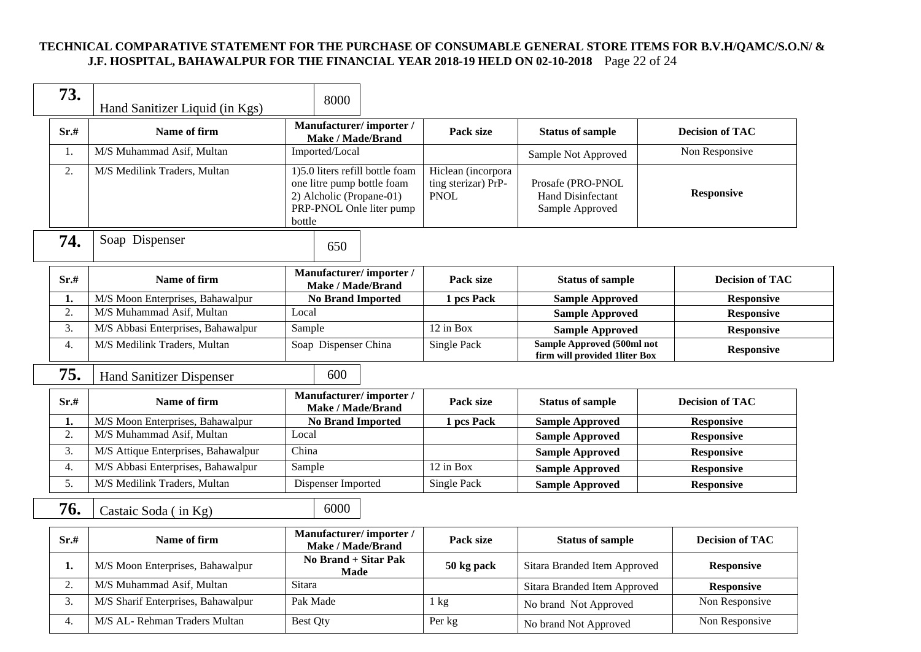**TECHNICAL COMPARATIVE STATEMENT FOR THE PURCHASE OF CONSUMABLE GENERAL STORE ITEMS FOR B.V.H/QAMC/S.O.N/ & J.F. HOSPITAL, BAHAWALPUR FOR THE FINANCIAL YEAR 2018-19 HELD ON 02-10-2018**

| **73.** | Hand Sanitizer Liquid (in Kgs) | 8000 |
|---|---|---|

| Sr.# | Name of firm | Manufacturer/ importer / Make / Made/Brand | Pack size | Status of sample | Decision of TAC |
|---|---|---|---|---|---|
| 1. | M/S Muhammad Asif, Multan | Imported/Local | | Sample Not Approved | Non Responsive |
| 2. | M/S Medilink Traders, Multan | 1)5.0 liters refill bottle foam one litre pump bottle foam 2) Alcholic (Propane-01) PRP-PNOL Onle liter pump bottle | Hiclean (incorpora ting sterizar) PrP-PNOL | Prosafe (PRO-PNOL Hand Disinfectant Sample Approved | **Responsive** |

| **74.** | Soap Dispenser | 650 |
|---|---|---|

| Sr.# | Name of firm | Manufacturer/ importer / Make / Made/Brand | Pack size | Status of sample | Decision of TAC |
|---|---|---|---|---|---|
| **1.** | M/S Moon Enterprises, Bahawalpur | **No Brand Imported** | **1 pcs Pack** | **Sample Approved** | **Responsive** |
| 2. | M/S Muhammad Asif, Multan | Local | | **Sample Approved** | **Responsive** |
| 3. | M/S Abbasi Enterprises, Bahawalpur | Sample | 12 in Box | **Sample Approved** | **Responsive** |
| 4. | M/S Medilink Traders, Multan | Soap Dispenser China | Single Pack | **Sample Approved (500ml not firm will provided 1liter Box** | **Responsive** |

| **75.** | Hand Sanitizer Dispenser | 600 |
|---|---|---|

| Sr.# | Name of firm | Manufacturer/ importer / Make / Made/Brand | Pack size | Status of sample | Decision of TAC |
|---|---|---|---|---|---|
| **1.** | M/S Moon Enterprises, Bahawalpur | **No Brand Imported** | **1 pcs Pack** | **Sample Approved** | **Responsive** |
| 2. | M/S Muhammad Asif, Multan | Local | | **Sample Approved** | **Responsive** |
| 3. | M/S Attique Enterprises, Bahawalpur | China | | **Sample Approved** | **Responsive** |
| 4. | M/S Abbasi Enterprises, Bahawalpur | Sample | 12 in Box | **Sample Approved** | **Responsive** |
| 5. | M/S Medilink Traders, Multan | Dispenser Imported | Single Pack | **Sample Approved** | **Responsive** |

| **76.** | Castaic Soda ( in Kg) | 6000 |
|---|---|---|

| Sr.# | Name of firm | Manufacturer/ importer / Make / Made/Brand | Pack size | Status of sample | Decision of TAC |
|---|---|---|---|---|---|
| **1.** | M/S Moon Enterprises, Bahawalpur | **No Brand + Sitar Pak Made** | **50 kg pack** | Sitara Branded Item Approved | **Responsive** |
| 2. | M/S Muhammad Asif, Multan | Sitara | | Sitara Branded Item Approved | **Responsive** |
| 3. | M/S Sharif Enterprises, Bahawalpur | Pak Made | 1 kg | No brand Not Approved | Non Responsive |
| 4. | M/S AL- Rehman Traders Multan | Best Qty | Per kg | No brand Not Approved | Non Responsive |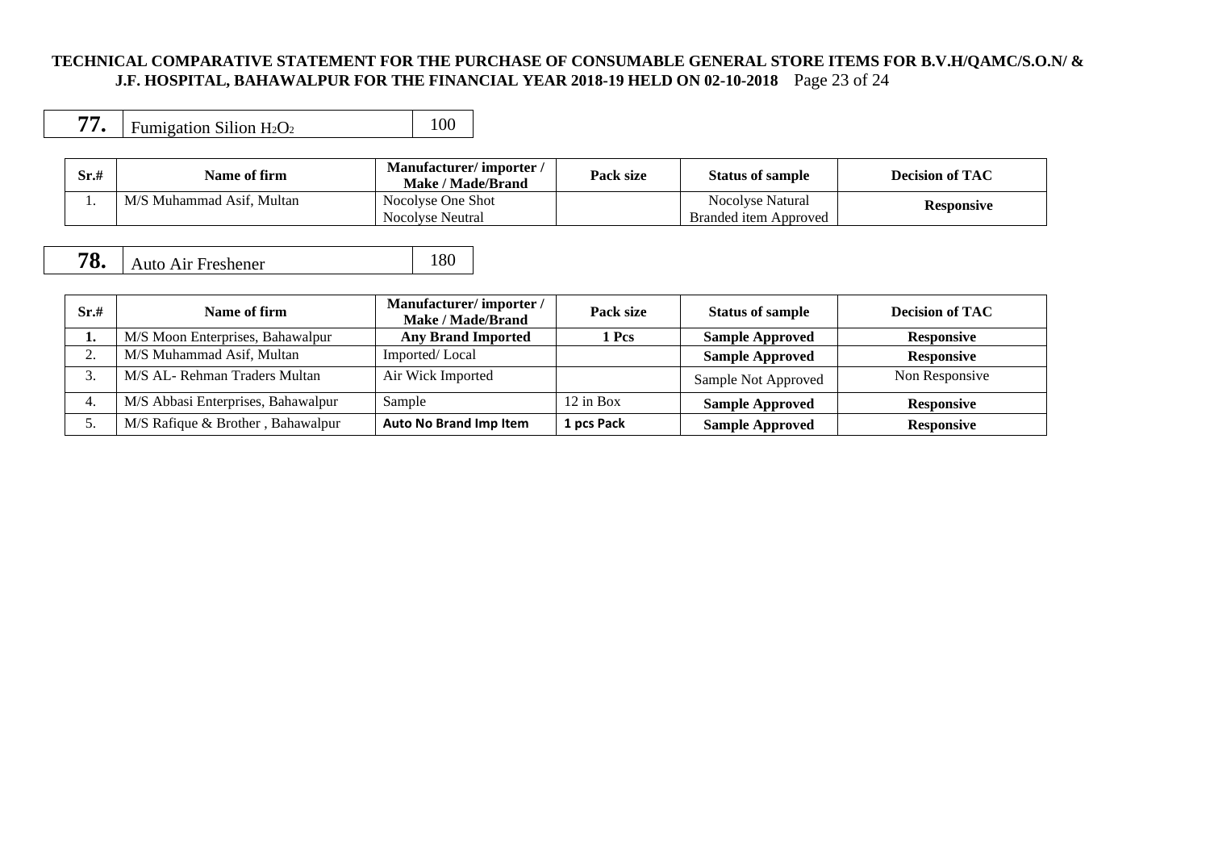| **77.** | Fumigation Silion $H_2O_2$ | 100 |
|---|---|---|

| Sr.# | Name of firm | Manufacturer/ importer / Make / Made/Brand | Pack size | Status of sample | Decision of TAC |
|---|---|---|---|---|---|
| 1. | M/S Muhammad Asif, Multan | Nocolyse One Shot Nocolyse Neutral | | Nocolyse Natural Branded item Approved | **Responsive** |

| **78.** | Auto Air Freshener | 180 |
|---|---|---|

| Sr.# | Name of firm | Manufacturer/ importer / Make / Made/Brand | Pack size | Status of sample | Decision of TAC |
|---|---|---|---|---|---|
| **1.** | M/S Moon Enterprises, Bahawalpur | **Any Brand Imported** | **1 Pcs** | **Sample Approved** | **Responsive** |
| 2. | M/S Muhammad Asif, Multan | Imported/ Local | | **Sample Approved** | **Responsive** |
| 3. | M/S AL- Rehman Traders Multan | Air Wick Imported | | Sample Not Approved | Non Responsive |
| 4. | M/S Abbasi Enterprises, Bahawalpur | Sample | 12 in Box | **Sample Approved** | **Responsive** |
| 5. | M/S Rafique & Brother , Bahawalpur | **Auto No Brand Imp Item** | **1 pcs Pack** | **Sample Approved** | **Responsive** |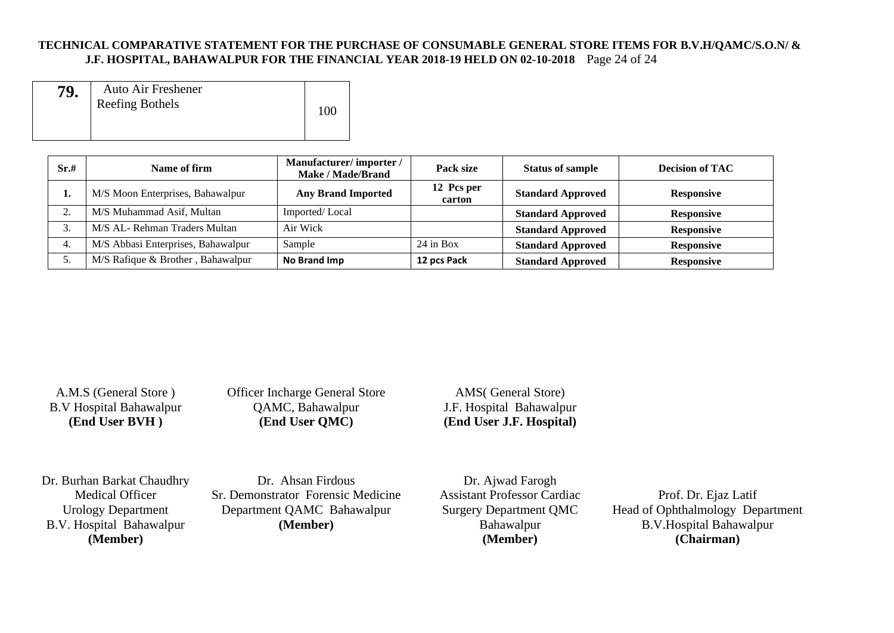| | | |
|---|---|---|
| **79.** | Auto Air Freshener Reefing Bothels | 100 |

| Sr.# | Name of firm | Manufacturer/ importer / Make / Made/Brand | Pack size | Status of sample | Decision of TAC |
|---|---|---|---|---|---|
| **1.** | M/S Moon Enterprises, Bahawalpur | **Any Brand Imported** | **12 Pcs per carton** | **Standard Approved** | **Responsive** |
| 2. | M/S Muhammad Asif, Multan | Imported/ Local | | **Standard Approved** | **Responsive** |
| 3. | M/S AL- Rehman Traders Multan | Air Wick | | **Standard Approved** | **Responsive** |
| 4. | M/S Abbasi Enterprises, Bahawalpur | Sample | 24 in Box | **Standard Approved** | **Responsive** |
| 5. | M/S Rafique & Brother , Bahawalpur | **No Brand Imp** | **12 pcs Pack** | **Standard Approved** | **Responsive** |

A.M.S (General Store )
B.V Hospital Bahawalpur
**(End User BVH )**

Officer Incharge General Store
QAMC, Bahawalpur
**(End User QMC)**

AMS( General Store)
J.F. Hospital Bahawalpur
**(End User J.F. Hospital)**

Dr. Burhan Barkat Chaudhry
Medical Officer
Urology Department
B.V. Hospital Bahawalpur
**(Member)**

Dr. Ahsan Firdous
Sr. Demonstrator Forensic Medicine
Department QAMC Bahawalpur
**(Member)**

Dr. Ajwad Farogh
Assistant Professor Cardiac
Surgery Department QMC
Bahawalpur
**(Member)**

Prof. Dr. Ejaz Latif
Head of Ophthalmology Department
B.V.Hospital Bahawalpur
**(Chairman)**